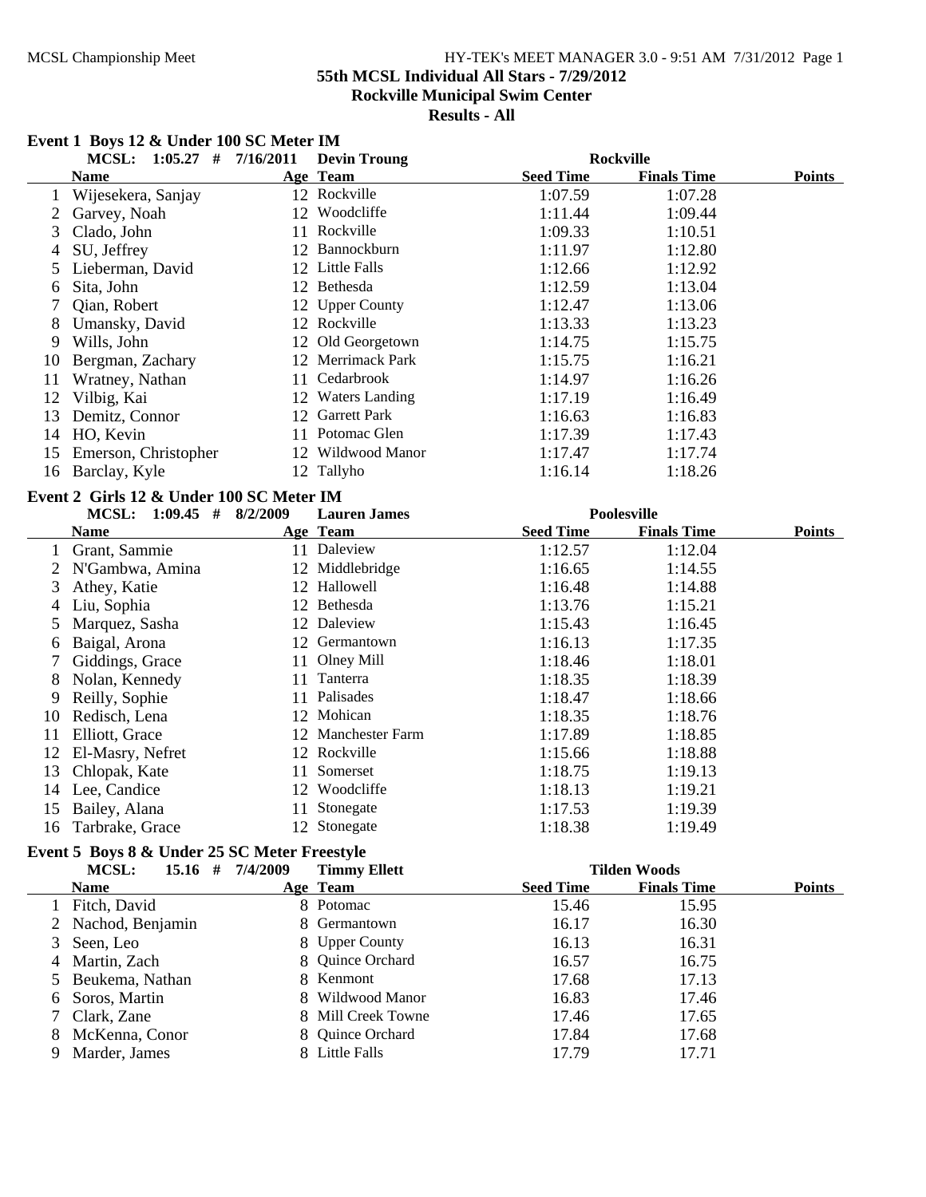MCSL Championship Meet

## 55th MCSL Individual All Stars - 7/29/2012
## Rockville Municipal Swim Center
## Results - All

### Event 1 Boys 12 & Under 100 SC Meter IM

MCSL: 1:05.27 # 7/16/2011 Devin Troung Rockville

| | Name | Age | Team | Seed Time | Finals Time | Points |
|---|---|---|---|---|---|---|
| 1 | Wijesekera, Sanjay | 12 | Rockville | 1:07.59 | 1:07.28 | |
| 2 | Garvey, Noah | 12 | Woodcliffe | 1:11.44 | 1:09.44 | |
| 3 | Clado, John | 11 | Rockville | 1:09.33 | 1:10.51 | |
| 4 | SU, Jeffrey | 12 | Bannockburn | 1:11.97 | 1:12.80 | |
| 5 | Lieberman, David | 12 | Little Falls | 1:12.66 | 1:12.92 | |
| 6 | Sita, John | 12 | Bethesda | 1:12.59 | 1:13.04 | |
| 7 | Qian, Robert | 12 | Upper County | 1:12.47 | 1:13.06 | |
| 8 | Umansky, David | 12 | Rockville | 1:13.33 | 1:13.23 | |
| 9 | Wills, John | 12 | Old Georgetown | 1:14.75 | 1:15.75 | |
| 10 | Bergman, Zachary | 12 | Merrimack Park | 1:15.75 | 1:16.21 | |
| 11 | Wratney, Nathan | 11 | Cedarbrook | 1:14.97 | 1:16.26 | |
| 12 | Vilbig, Kai | 12 | Waters Landing | 1:17.19 | 1:16.49 | |
| 13 | Demitz, Connor | 12 | Garrett Park | 1:16.63 | 1:16.83 | |
| 14 | HO, Kevin | 11 | Potomac Glen | 1:17.39 | 1:17.43 | |
| 15 | Emerson, Christopher | 12 | Wildwood Manor | 1:17.47 | 1:17.74 | |
| 16 | Barclay, Kyle | 12 | Tallyho | 1:16.14 | 1:18.26 | |

### Event 2 Girls 12 & Under 100 SC Meter IM

MCSL: 1:09.45 # 8/2/2009 Lauren James Poolesville

| | Name | Age | Team | Seed Time | Finals Time | Points |
|---|---|---|---|---|---|---|
| 1 | Grant, Sammie | 11 | Daleview | 1:12.57 | 1:12.04 | |
| 2 | N'Gambwa, Amina | 12 | Middlebridge | 1:16.65 | 1:14.55 | |
| 3 | Athey, Katie | 12 | Hallowell | 1:16.48 | 1:14.88 | |
| 4 | Liu, Sophia | 12 | Bethesda | 1:13.76 | 1:15.21 | |
| 5 | Marquez, Sasha | 12 | Daleview | 1:15.43 | 1:16.45 | |
| 6 | Baigal, Arona | 12 | Germantown | 1:16.13 | 1:17.35 | |
| 7 | Giddings, Grace | 11 | Olney Mill | 1:18.46 | 1:18.01 | |
| 8 | Nolan, Kennedy | 11 | Tanterra | 1:18.35 | 1:18.39 | |
| 9 | Reilly, Sophie | 11 | Palisades | 1:18.47 | 1:18.66 | |
| 10 | Redisch, Lena | 12 | Mohican | 1:18.35 | 1:18.76 | |
| 11 | Elliott, Grace | 12 | Manchester Farm | 1:17.89 | 1:18.85 | |
| 12 | El-Masry, Nefret | 12 | Rockville | 1:15.66 | 1:18.88 | |
| 13 | Chlopak, Kate | 11 | Somerset | 1:18.75 | 1:19.13 | |
| 14 | Lee, Candice | 12 | Woodcliffe | 1:18.13 | 1:19.21 | |
| 15 | Bailey, Alana | 11 | Stonegate | 1:17.53 | 1:19.39 | |
| 16 | Tarbrake, Grace | 12 | Stonegate | 1:18.38 | 1:19.49 | |

### Event 5 Boys 8 & Under 25 SC Meter Freestyle

MCSL: 15.16 # 7/4/2009 Timmy Ellett Tilden Woods

| | Name | Age | Team | Seed Time | Finals Time | Points |
|---|---|---|---|---|---|---|
| 1 | Fitch, David | 8 | Potomac | 15.46 | 15.95 | |
| 2 | Nachod, Benjamin | 8 | Germantown | 16.17 | 16.30 | |
| 3 | Seen, Leo | 8 | Upper County | 16.13 | 16.31 | |
| 4 | Martin, Zach | 8 | Quince Orchard | 16.57 | 16.75 | |
| 5 | Beukema, Nathan | 8 | Kenmont | 17.68 | 17.13 | |
| 6 | Soros, Martin | 8 | Wildwood Manor | 16.83 | 17.46 | |
| 7 | Clark, Zane | 8 | Mill Creek Towne | 17.46 | 17.65 | |
| 8 | McKenna, Conor | 8 | Quince Orchard | 17.84 | 17.68 | |
| 9 | Marder, James | 8 | Little Falls | 17.79 | 17.71 | |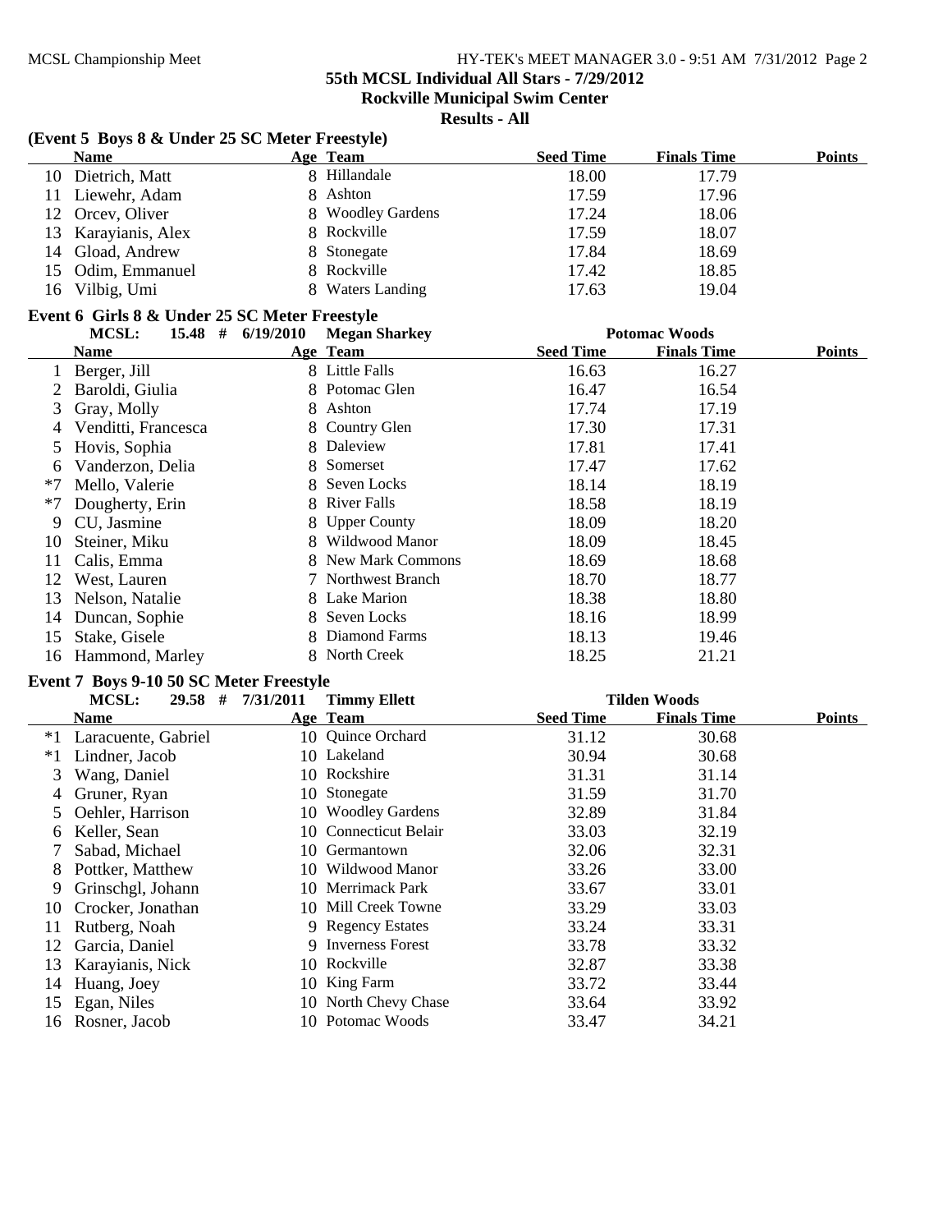**55th MCSL Individual All Stars - 7/29/2012**
**Rockville Municipal Swim Center**
**Results - All**

**(Event 5 Boys 8 & Under 25 SC Meter Freestyle)**

| | Name | Age | Team | Seed Time | Finals Time | Points |
|---|---|---|---|---|---|---|
| 10 | Dietrich, Matt | 8 | Hillandale | 18.00 | 17.79 | |
| 11 | Liewehr, Adam | 8 | Ashton | 17.59 | 17.96 | |
| 12 | Orcev, Oliver | 8 | Woodley Gardens | 17.24 | 18.06 | |
| 13 | Karayianis, Alex | 8 | Rockville | 17.59 | 18.07 | |
| 14 | Gload, Andrew | 8 | Stonegate | 17.84 | 18.69 | |
| 15 | Odim, Emmanuel | 8 | Rockville | 17.42 | 18.85 | |
| 16 | Vilbig, Umi | 8 | Waters Landing | 17.63 | 19.04 | |

**Event 6 Girls 8 & Under 25 SC Meter Freestyle**

MCSL: 15.48 # 6/19/2010 Megan Sharkey Potomac Woods

| | Name | Age | Team | Seed Time | Finals Time | Points |
|---|---|---|---|---|---|---|
| 1 | Berger, Jill | 8 | Little Falls | 16.63 | 16.27 | |
| 2 | Baroldi, Giulia | 8 | Potomac Glen | 16.47 | 16.54 | |
| 3 | Gray, Molly | 8 | Ashton | 17.74 | 17.19 | |
| 4 | Venditti, Francesca | 8 | Country Glen | 17.30 | 17.31 | |
| 5 | Hovis, Sophia | 8 | Daleview | 17.81 | 17.41 | |
| 6 | Vanderzon, Delia | 8 | Somerset | 17.47 | 17.62 | |
| *7 | Mello, Valerie | 8 | Seven Locks | 18.14 | 18.19 | |
| *7 | Dougherty, Erin | 8 | River Falls | 18.58 | 18.19 | |
| 9 | CU, Jasmine | 8 | Upper County | 18.09 | 18.20 | |
| 10 | Steiner, Miku | 8 | Wildwood Manor | 18.09 | 18.45 | |
| 11 | Calis, Emma | 8 | New Mark Commons | 18.69 | 18.68 | |
| 12 | West, Lauren | 7 | Northwest Branch | 18.70 | 18.77 | |
| 13 | Nelson, Natalie | 8 | Lake Marion | 18.38 | 18.80 | |
| 14 | Duncan, Sophie | 8 | Seven Locks | 18.16 | 18.99 | |
| 15 | Stake, Gisele | 8 | Diamond Farms | 18.13 | 19.46 | |
| 16 | Hammond, Marley | 8 | North Creek | 18.25 | 21.21 | |

**Event 7 Boys 9-10 50 SC Meter Freestyle**

MCSL: 29.58 # 7/31/2011 Timmy Ellett Tilden Woods

| | Name | Age | Team | Seed Time | Finals Time | Points |
|---|---|---|---|---|---|---|
| *1 | Laracuente, Gabriel | 10 | Quince Orchard | 31.12 | 30.68 | |
| *1 | Lindner, Jacob | 10 | Lakeland | 30.94 | 30.68 | |
| 3 | Wang, Daniel | 10 | Rockshire | 31.31 | 31.14 | |
| 4 | Gruner, Ryan | 10 | Stonegate | 31.59 | 31.70 | |
| 5 | Oehler, Harrison | 10 | Woodley Gardens | 32.89 | 31.84 | |
| 6 | Keller, Sean | 10 | Connecticut Belair | 33.03 | 32.19 | |
| 7 | Sabad, Michael | 10 | Germantown | 32.06 | 32.31 | |
| 8 | Pottker, Matthew | 10 | Wildwood Manor | 33.26 | 33.00 | |
| 9 | Grinschgl, Johann | 10 | Merrimack Park | 33.67 | 33.01 | |
| 10 | Crocker, Jonathan | 10 | Mill Creek Towne | 33.29 | 33.03 | |
| 11 | Rutberg, Noah | 9 | Regency Estates | 33.24 | 33.31 | |
| 12 | Garcia, Daniel | 9 | Inverness Forest | 33.78 | 33.32 | |
| 13 | Karayianis, Nick | 10 | Rockville | 32.87 | 33.38 | |
| 14 | Huang, Joey | 10 | King Farm | 33.72 | 33.44 | |
| 15 | Egan, Niles | 10 | North Chevy Chase | 33.64 | 33.92 | |
| 16 | Rosner, Jacob | 10 | Potomac Woods | 33.47 | 34.21 | |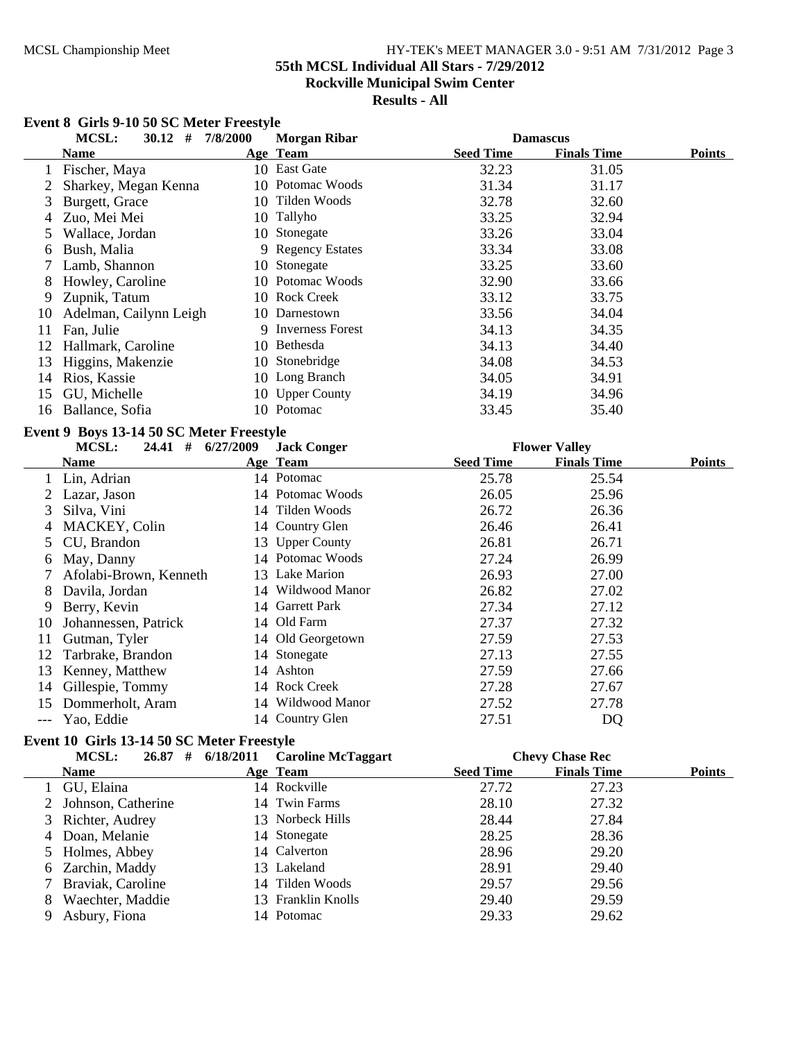**55th MCSL Individual All Stars - 7/29/2012**
**Rockville Municipal Swim Center**
**Results - All**

## Event 8 Girls 9-10 50 SC Meter Freestyle

MCSL: 30.12 # 7/8/2000 Morgan Ribar Damascus

| | Name | Age | Team | Seed Time | Finals Time | Points |
|---|---|---|---|---|---|---|
| 1 | Fischer, Maya | 10 | East Gate | 32.23 | 31.05 | |
| 2 | Sharkey, Megan Kenna | 10 | Potomac Woods | 31.34 | 31.17 | |
| 3 | Burgett, Grace | 10 | Tilden Woods | 32.78 | 32.60 | |
| 4 | Zuo, Mei Mei | 10 | Tallyho | 33.25 | 32.94 | |
| 5 | Wallace, Jordan | 10 | Stonegate | 33.26 | 33.04 | |
| 6 | Bush, Malia | 9 | Regency Estates | 33.34 | 33.08 | |
| 7 | Lamb, Shannon | 10 | Stonegate | 33.25 | 33.60 | |
| 8 | Howley, Caroline | 10 | Potomac Woods | 32.90 | 33.66 | |
| 9 | Zupnik, Tatum | 10 | Rock Creek | 33.12 | 33.75 | |
| 10 | Adelman, Cailynn Leigh | 10 | Darnestown | 33.56 | 34.04 | |
| 11 | Fan, Julie | 9 | Inverness Forest | 34.13 | 34.35 | |
| 12 | Hallmark, Caroline | 10 | Bethesda | 34.13 | 34.40 | |
| 13 | Higgins, Makenzie | 10 | Stonebridge | 34.08 | 34.53 | |
| 14 | Rios, Kassie | 10 | Long Branch | 34.05 | 34.91 | |
| 15 | GU, Michelle | 10 | Upper County | 34.19 | 34.96 | |
| 16 | Ballance, Sofia | 10 | Potomac | 33.45 | 35.40 | |

## Event 9 Boys 13-14 50 SC Meter Freestyle

MCSL: 24.41 # 6/27/2009 Jack Conger Flower Valley

| | Name | Age | Team | Seed Time | Finals Time | Points |
|---|---|---|---|---|---|---|
| 1 | Lin, Adrian | 14 | Potomac | 25.78 | 25.54 | |
| 2 | Lazar, Jason | 14 | Potomac Woods | 26.05 | 25.96 | |
| 3 | Silva, Vini | 14 | Tilden Woods | 26.72 | 26.36 | |
| 4 | MACKEY, Colin | 14 | Country Glen | 26.46 | 26.41 | |
| 5 | CU, Brandon | 13 | Upper County | 26.81 | 26.71 | |
| 6 | May, Danny | 14 | Potomac Woods | 27.24 | 26.99 | |
| 7 | Afolabi-Brown, Kenneth | 13 | Lake Marion | 26.93 | 27.00 | |
| 8 | Davila, Jordan | 14 | Wildwood Manor | 26.82 | 27.02 | |
| 9 | Berry, Kevin | 14 | Garrett Park | 27.34 | 27.12 | |
| 10 | Johannessen, Patrick | 14 | Old Farm | 27.37 | 27.32 | |
| 11 | Gutman, Tyler | 14 | Old Georgetown | 27.59 | 27.53 | |
| 12 | Tarbrake, Brandon | 14 | Stonegate | 27.13 | 27.55 | |
| 13 | Kenney, Matthew | 14 | Ashton | 27.59 | 27.66 | |
| 14 | Gillespie, Tommy | 14 | Rock Creek | 27.28 | 27.67 | |
| 15 | Dommerholt, Aram | 14 | Wildwood Manor | 27.52 | 27.78 | |
| --- | Yao, Eddie | 14 | Country Glen | 27.51 | DQ | |

## Event 10 Girls 13-14 50 SC Meter Freestyle

MCSL: 26.87 # 6/18/2011 Caroline McTaggart Chevy Chase Rec

| | Name | Age | Team | Seed Time | Finals Time | Points |
|---|---|---|---|---|---|---|
| 1 | GU, Elaina | 14 | Rockville | 27.72 | 27.23 | |
| 2 | Johnson, Catherine | 14 | Twin Farms | 28.10 | 27.32 | |
| 3 | Richter, Audrey | 13 | Norbeck Hills | 28.44 | 27.84 | |
| 4 | Doan, Melanie | 14 | Stonegate | 28.25 | 28.36 | |
| 5 | Holmes, Abbey | 14 | Calverton | 28.96 | 29.20 | |
| 6 | Zarchin, Maddy | 13 | Lakeland | 28.91 | 29.40 | |
| 7 | Braviak, Caroline | 14 | Tilden Woods | 29.57 | 29.56 | |
| 8 | Waechter, Maddie | 13 | Franklin Knolls | 29.40 | 29.59 | |
| 9 | Asbury, Fiona | 14 | Potomac | 29.33 | 29.62 | |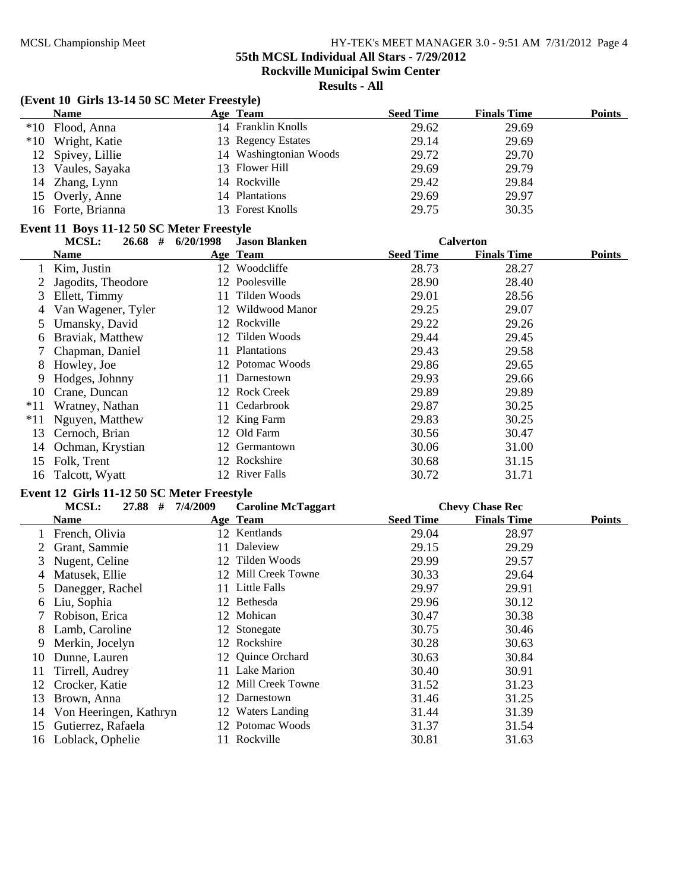### (Event 10 Girls 13-14 50 SC Meter Freestyle)

| | Name | Age | Team | Seed Time | Finals Time | Points |
|---|---|---|---|---|---|---|
| *10 | Flood, Anna | 14 | Franklin Knolls | 29.62 | 29.69 | |
| *10 | Wright, Katie | 13 | Regency Estates | 29.14 | 29.69 | |
| 12 | Spivey, Lillie | 14 | Washingtonian Woods | 29.72 | 29.70 | |
| 13 | Vaules, Sayaka | 13 | Flower Hill | 29.69 | 29.79 | |
| 14 | Zhang, Lynn | 14 | Rockville | 29.42 | 29.84 | |
| 15 | Overly, Anne | 14 | Plantations | 29.69 | 29.97 | |
| 16 | Forte, Brianna | 13 | Forest Knolls | 29.75 | 30.35 | |

### Event 11 Boys 11-12 50 SC Meter Freestyle

MCSL: 26.68 # 6/20/1998 Jason Blanken Calverton

| | Name | Age | Team | Seed Time | Finals Time | Points |
|---|---|---|---|---|---|---|
| 1 | Kim, Justin | 12 | Woodcliffe | 28.73 | 28.27 | |
| 2 | Jagodits, Theodore | 12 | Poolesville | 28.90 | 28.40 | |
| 3 | Ellett, Timmy | 11 | Tilden Woods | 29.01 | 28.56 | |
| 4 | Van Wagener, Tyler | 12 | Wildwood Manor | 29.25 | 29.07 | |
| 5 | Umansky, David | 12 | Rockville | 29.22 | 29.26 | |
| 6 | Braviak, Matthew | 12 | Tilden Woods | 29.44 | 29.45 | |
| 7 | Chapman, Daniel | 11 | Plantations | 29.43 | 29.58 | |
| 8 | Howley, Joe | 12 | Potomac Woods | 29.86 | 29.65 | |
| 9 | Hodges, Johnny | 11 | Darnestown | 29.93 | 29.66 | |
| 10 | Crane, Duncan | 12 | Rock Creek | 29.89 | 29.89 | |
| *11 | Wratney, Nathan | 11 | Cedarbrook | 29.87 | 30.25 | |
| *11 | Nguyen, Matthew | 12 | King Farm | 29.83 | 30.25 | |
| 13 | Cernoch, Brian | 12 | Old Farm | 30.56 | 30.47 | |
| 14 | Ochman, Krystian | 12 | Germantown | 30.06 | 31.00 | |
| 15 | Folk, Trent | 12 | Rockshire | 30.68 | 31.15 | |
| 16 | Talcott, Wyatt | 12 | River Falls | 30.72 | 31.71 | |

### Event 12 Girls 11-12 50 SC Meter Freestyle

MCSL: 27.88 # 7/4/2009 Caroline McTaggart Chevy Chase Rec

| | Name | Age | Team | Seed Time | Finals Time | Points |
|---|---|---|---|---|---|---|
| 1 | French, Olivia | 12 | Kentlands | 29.04 | 28.97 | |
| 2 | Grant, Sammie | 11 | Daleview | 29.15 | 29.29 | |
| 3 | Nugent, Celine | 12 | Tilden Woods | 29.99 | 29.57 | |
| 4 | Matusek, Ellie | 12 | Mill Creek Towne | 30.33 | 29.64 | |
| 5 | Danegger, Rachel | 11 | Little Falls | 29.97 | 29.91 | |
| 6 | Liu, Sophia | 12 | Bethesda | 29.96 | 30.12 | |
| 7 | Robison, Erica | 12 | Mohican | 30.47 | 30.38 | |
| 8 | Lamb, Caroline | 12 | Stonegate | 30.75 | 30.46 | |
| 9 | Merkin, Jocelyn | 12 | Rockshire | 30.28 | 30.63 | |
| 10 | Dunne, Lauren | 12 | Quince Orchard | 30.63 | 30.84 | |
| 11 | Tirrell, Audrey | 11 | Lake Marion | 30.40 | 30.91 | |
| 12 | Crocker, Katie | 12 | Mill Creek Towne | 31.52 | 31.23 | |
| 13 | Brown, Anna | 12 | Darnestown | 31.46 | 31.25 | |
| 14 | Von Heeringen, Kathryn | 12 | Waters Landing | 31.44 | 31.39 | |
| 15 | Gutierrez, Rafaela | 12 | Potomac Woods | 31.37 | 31.54 | |
| 16 | Loblack, Ophelie | 11 | Rockville | 30.81 | 31.63 | |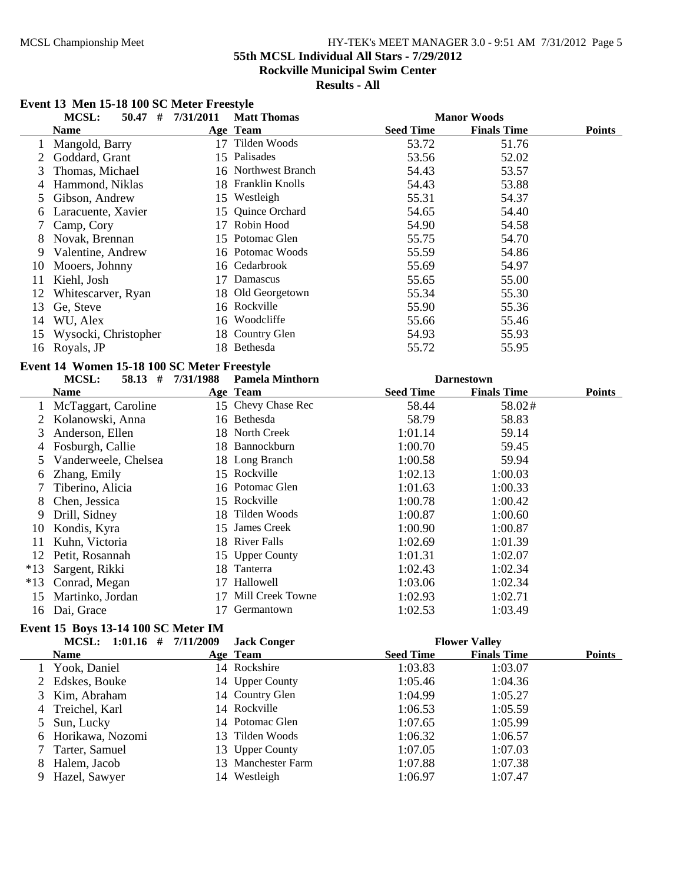**55th MCSL Individual All Stars - 7/29/2012**
**Rockville Municipal Swim Center**
**Results - All**

### Event 13 Men 15-18 100 SC Meter Freestyle

MCSL: 50.47 # 7/31/2011 Matt Thomas — Manor Woods

| | Name | Age | Team | Seed Time | Finals Time | Points |
|---|---|---|---|---|---|---|
| 1 | Mangold, Barry | 17 | Tilden Woods | 53.72 | 51.76 | |
| 2 | Goddard, Grant | 15 | Palisades | 53.56 | 52.02 | |
| 3 | Thomas, Michael | 16 | Northwest Branch | 54.43 | 53.57 | |
| 4 | Hammond, Niklas | 18 | Franklin Knolls | 54.43 | 53.88 | |
| 5 | Gibson, Andrew | 15 | Westleigh | 55.31 | 54.37 | |
| 6 | Laracuente, Xavier | 15 | Quince Orchard | 54.65 | 54.40 | |
| 7 | Camp, Cory | 17 | Robin Hood | 54.90 | 54.58 | |
| 8 | Novak, Brennan | 15 | Potomac Glen | 55.75 | 54.70 | |
| 9 | Valentine, Andrew | 16 | Potomac Woods | 55.59 | 54.86 | |
| 10 | Mooers, Johnny | 16 | Cedarbrook | 55.69 | 54.97 | |
| 11 | Kiehl, Josh | 17 | Damascus | 55.65 | 55.00 | |
| 12 | Whitescarver, Ryan | 18 | Old Georgetown | 55.34 | 55.30 | |
| 13 | Ge, Steve | 16 | Rockville | 55.90 | 55.36 | |
| 14 | WU, Alex | 16 | Woodcliffe | 55.66 | 55.46 | |
| 15 | Wysocki, Christopher | 18 | Country Glen | 54.93 | 55.93 | |
| 16 | Royals, JP | 18 | Bethesda | 55.72 | 55.95 | |

### Event 14 Women 15-18 100 SC Meter Freestyle

MCSL: 58.13 # 7/31/1988 Pamela Minthorn — Darnestown

| | Name | Age | Team | Seed Time | Finals Time | Points |
|---|---|---|---|---|---|---|
| 1 | McTaggart, Caroline | 15 | Chevy Chase Rec | 58.44 | 58.02# | |
| 2 | Kolanowski, Anna | 16 | Bethesda | 58.79 | 58.83 | |
| 3 | Anderson, Ellen | 18 | North Creek | 1:01.14 | 59.14 | |
| 4 | Fosburgh, Callie | 18 | Bannockburn | 1:00.70 | 59.45 | |
| 5 | Vanderweele, Chelsea | 18 | Long Branch | 1:00.58 | 59.94 | |
| 6 | Zhang, Emily | 15 | Rockville | 1:02.13 | 1:00.03 | |
| 7 | Tiberino, Alicia | 16 | Potomac Glen | 1:01.63 | 1:00.33 | |
| 8 | Chen, Jessica | 15 | Rockville | 1:00.78 | 1:00.42 | |
| 9 | Drill, Sidney | 18 | Tilden Woods | 1:00.87 | 1:00.60 | |
| 10 | Kondis, Kyra | 15 | James Creek | 1:00.90 | 1:00.87 | |
| 11 | Kuhn, Victoria | 18 | River Falls | 1:02.69 | 1:01.39 | |
| 12 | Petit, Rosannah | 15 | Upper County | 1:01.31 | 1:02.07 | |
| *13 | Sargent, Rikki | 18 | Tanterra | 1:02.43 | 1:02.34 | |
| *13 | Conrad, Megan | 17 | Hallowell | 1:03.06 | 1:02.34 | |
| 15 | Martinko, Jordan | 17 | Mill Creek Towne | 1:02.93 | 1:02.71 | |
| 16 | Dai, Grace | 17 | Germantown | 1:02.53 | 1:03.49 | |

### Event 15 Boys 13-14 100 SC Meter IM

MCSL: 1:01.16 # 7/11/2009 Jack Conger — Flower Valley

| | Name | Age | Team | Seed Time | Finals Time | Points |
|---|---|---|---|---|---|---|
| 1 | Yook, Daniel | 14 | Rockshire | 1:03.83 | 1:03.07 | |
| 2 | Edskes, Bouke | 14 | Upper County | 1:05.46 | 1:04.36 | |
| 3 | Kim, Abraham | 14 | Country Glen | 1:04.99 | 1:05.27 | |
| 4 | Treichel, Karl | 14 | Rockville | 1:06.53 | 1:05.59 | |
| 5 | Sun, Lucky | 14 | Potomac Glen | 1:07.65 | 1:05.99 | |
| 6 | Horikawa, Nozomi | 13 | Tilden Woods | 1:06.32 | 1:06.57 | |
| 7 | Tarter, Samuel | 13 | Upper County | 1:07.05 | 1:07.03 | |
| 8 | Halem, Jacob | 13 | Manchester Farm | 1:07.88 | 1:07.38 | |
| 9 | Hazel, Sawyer | 14 | Westleigh | 1:06.97 | 1:07.47 | |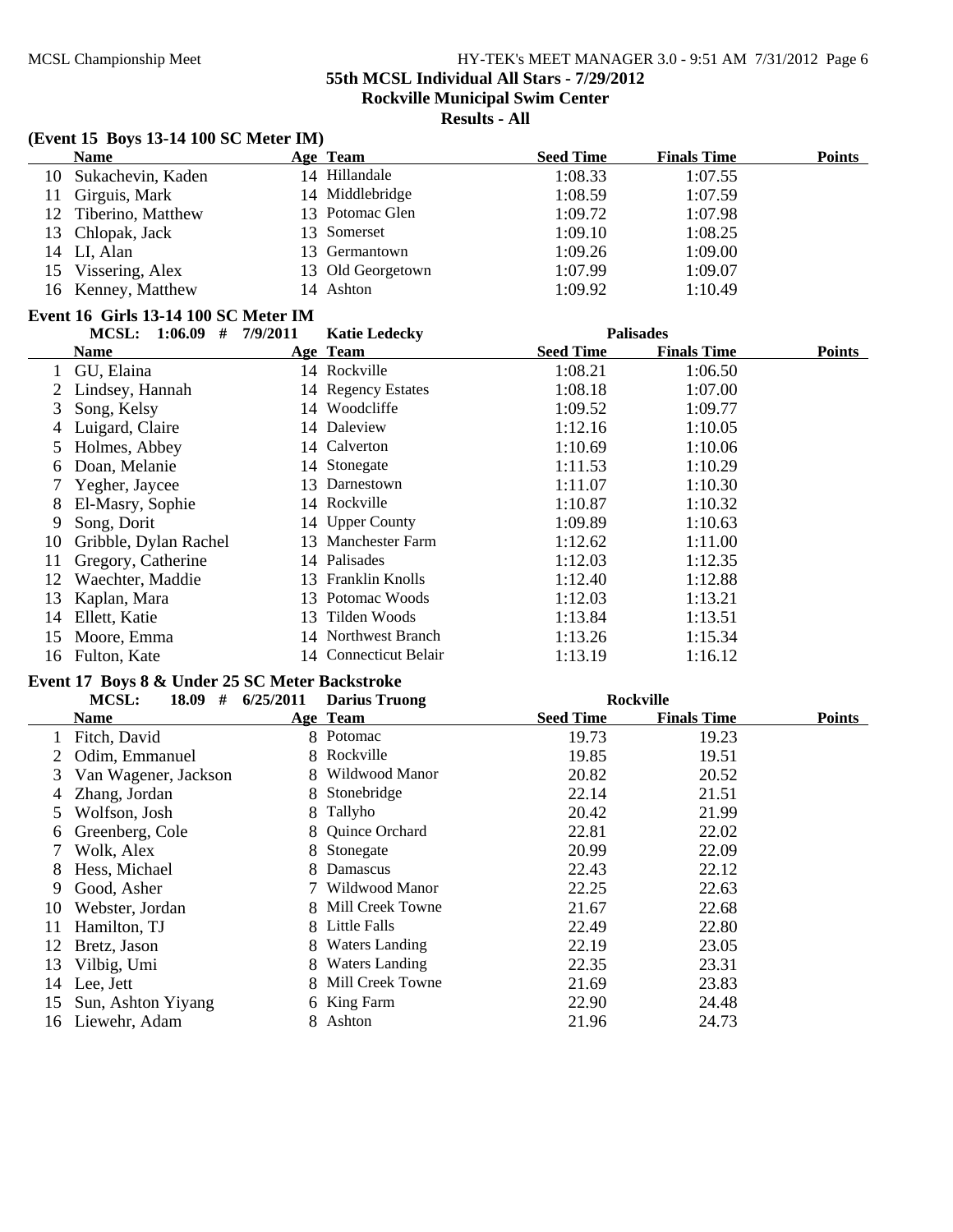**55th MCSL Individual All Stars - 7/29/2012**
**Rockville Municipal Swim Center**
**Results - All**

### (Event 15 Boys 13-14 100 SC Meter IM)

| | Name | Age | Team | Seed Time | Finals Time | Points |
|---|---|---|---|---|---|---|
| 10 | Sukachevin, Kaden | 14 | Hillandale | 1:08.33 | 1:07.55 | |
| 11 | Girguis, Mark | 14 | Middlebridge | 1:08.59 | 1:07.59 | |
| 12 | Tiberino, Matthew | 13 | Potomac Glen | 1:09.72 | 1:07.98 | |
| 13 | Chlopak, Jack | 13 | Somerset | 1:09.10 | 1:08.25 | |
| 14 | LI, Alan | 13 | Germantown | 1:09.26 | 1:09.00 | |
| 15 | Vissering, Alex | 13 | Old Georgetown | 1:07.99 | 1:09.07 | |
| 16 | Kenney, Matthew | 14 | Ashton | 1:09.92 | 1:10.49 | |

### Event 16 Girls 13-14 100 SC Meter IM

MCSL: 1:06.09 # 7/9/2011 Katie Ledecky Palisades

| | Name | Age | Team | Seed Time | Finals Time | Points |
|---|---|---|---|---|---|---|
| 1 | GU, Elaina | 14 | Rockville | 1:08.21 | 1:06.50 | |
| 2 | Lindsey, Hannah | 14 | Regency Estates | 1:08.18 | 1:07.00 | |
| 3 | Song, Kelsy | 14 | Woodcliffe | 1:09.52 | 1:09.77 | |
| 4 | Luigard, Claire | 14 | Daleview | 1:12.16 | 1:10.05 | |
| 5 | Holmes, Abbey | 14 | Calverton | 1:10.69 | 1:10.06 | |
| 6 | Doan, Melanie | 14 | Stonegate | 1:11.53 | 1:10.29 | |
| 7 | Yegher, Jaycee | 13 | Darnestown | 1:11.07 | 1:10.30 | |
| 8 | El-Masry, Sophie | 14 | Rockville | 1:10.87 | 1:10.32 | |
| 9 | Song, Dorit | 14 | Upper County | 1:09.89 | 1:10.63 | |
| 10 | Gribble, Dylan Rachel | 13 | Manchester Farm | 1:12.62 | 1:11.00 | |
| 11 | Gregory, Catherine | 14 | Palisades | 1:12.03 | 1:12.35 | |
| 12 | Waechter, Maddie | 13 | Franklin Knolls | 1:12.40 | 1:12.88 | |
| 13 | Kaplan, Mara | 13 | Potomac Woods | 1:12.03 | 1:13.21 | |
| 14 | Ellett, Katie | 13 | Tilden Woods | 1:13.84 | 1:13.51 | |
| 15 | Moore, Emma | 14 | Northwest Branch | 1:13.26 | 1:15.34 | |
| 16 | Fulton, Kate | 14 | Connecticut Belair | 1:13.19 | 1:16.12 | |

### Event 17 Boys 8 & Under 25 SC Meter Backstroke

MCSL: 18.09 # 6/25/2011 Darius Truong Rockville

| | Name | Age | Team | Seed Time | Finals Time | Points |
|---|---|---|---|---|---|---|
| 1 | Fitch, David | 8 | Potomac | 19.73 | 19.23 | |
| 2 | Odim, Emmanuel | 8 | Rockville | 19.85 | 19.51 | |
| 3 | Van Wagener, Jackson | 8 | Wildwood Manor | 20.82 | 20.52 | |
| 4 | Zhang, Jordan | 8 | Stonebridge | 22.14 | 21.51 | |
| 5 | Wolfson, Josh | 8 | Tallyho | 20.42 | 21.99 | |
| 6 | Greenberg, Cole | 8 | Quince Orchard | 22.81 | 22.02 | |
| 7 | Wolk, Alex | 8 | Stonegate | 20.99 | 22.09 | |
| 8 | Hess, Michael | 8 | Damascus | 22.43 | 22.12 | |
| 9 | Good, Asher | 7 | Wildwood Manor | 22.25 | 22.63 | |
| 10 | Webster, Jordan | 8 | Mill Creek Towne | 21.67 | 22.68 | |
| 11 | Hamilton, TJ | 8 | Little Falls | 22.49 | 22.80 | |
| 12 | Bretz, Jason | 8 | Waters Landing | 22.19 | 23.05 | |
| 13 | Vilbig, Umi | 8 | Waters Landing | 22.35 | 23.31 | |
| 14 | Lee, Jett | 8 | Mill Creek Towne | 21.69 | 23.83 | |
| 15 | Sun, Ashton Yiyang | 6 | King Farm | 22.90 | 24.48 | |
| 16 | Liewehr, Adam | 8 | Ashton | 21.96 | 24.73 | |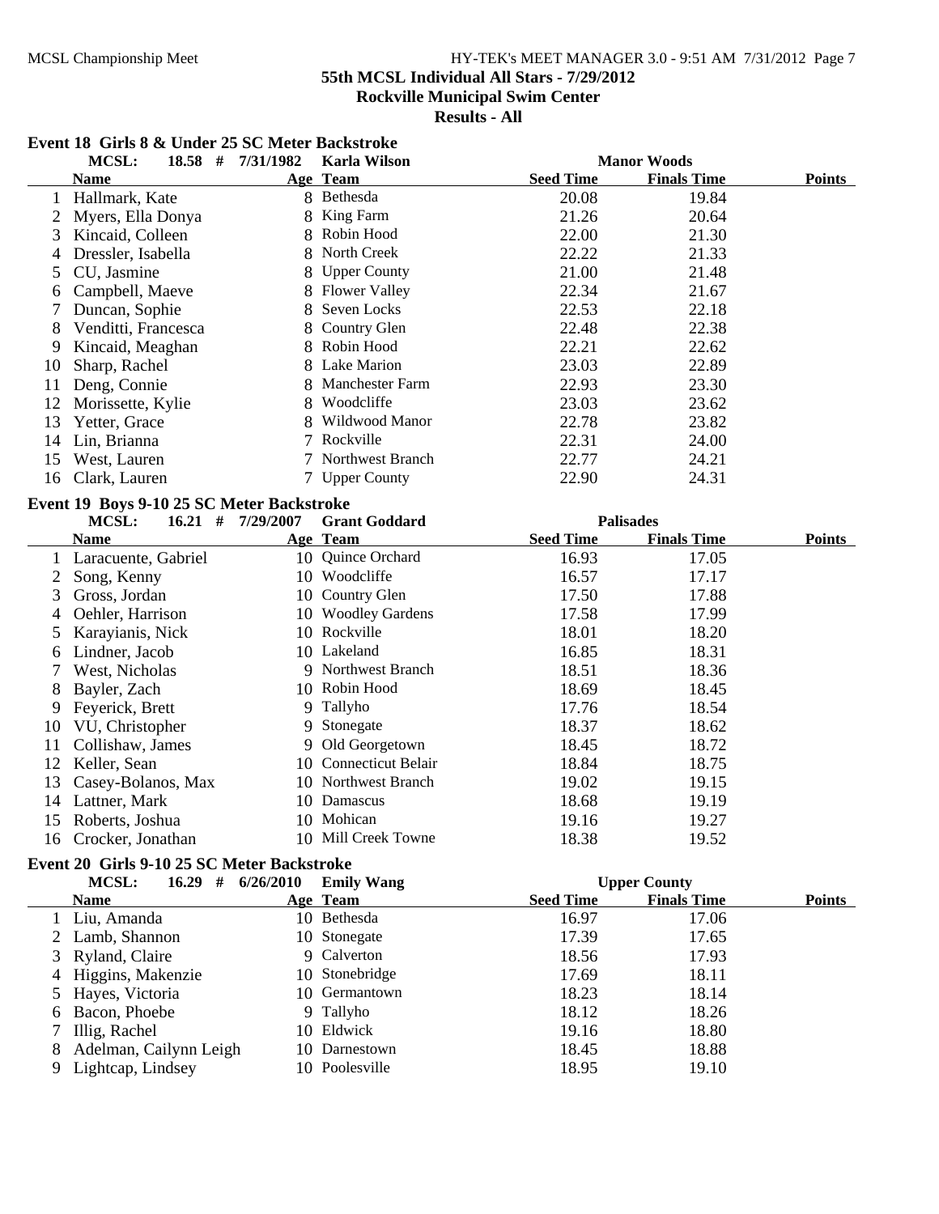**55th MCSL Individual All Stars - 7/29/2012**
**Rockville Municipal Swim Center**
**Results - All**

## Event 18 Girls 8 & Under 25 SC Meter Backstroke

MCSL: 18.58 # 7/31/1982 Karla Wilson — Manor Woods

| | Name | Age | Team | Seed Time | Finals Time | Points |
|---|---|---|---|---|---|---|
| 1 | Hallmark, Kate | 8 | Bethesda | 20.08 | 19.84 | |
| 2 | Myers, Ella Donya | 8 | King Farm | 21.26 | 20.64 | |
| 3 | Kincaid, Colleen | 8 | Robin Hood | 22.00 | 21.30 | |
| 4 | Dressler, Isabella | 8 | North Creek | 22.22 | 21.33 | |
| 5 | CU, Jasmine | 8 | Upper County | 21.00 | 21.48 | |
| 6 | Campbell, Maeve | 8 | Flower Valley | 22.34 | 21.67 | |
| 7 | Duncan, Sophie | 8 | Seven Locks | 22.53 | 22.18 | |
| 8 | Venditti, Francesca | 8 | Country Glen | 22.48 | 22.38 | |
| 9 | Kincaid, Meaghan | 8 | Robin Hood | 22.21 | 22.62 | |
| 10 | Sharp, Rachel | 8 | Lake Marion | 23.03 | 22.89 | |
| 11 | Deng, Connie | 8 | Manchester Farm | 22.93 | 23.30 | |
| 12 | Morissette, Kylie | 8 | Woodcliffe | 23.03 | 23.62 | |
| 13 | Yetter, Grace | 8 | Wildwood Manor | 22.78 | 23.82 | |
| 14 | Lin, Brianna | 7 | Rockville | 22.31 | 24.00 | |
| 15 | West, Lauren | 7 | Northwest Branch | 22.77 | 24.21 | |
| 16 | Clark, Lauren | 7 | Upper County | 22.90 | 24.31 | |

## Event 19 Boys 9-10 25 SC Meter Backstroke

MCSL: 16.21 # 7/29/2007 Grant Goddard — Palisades

| | Name | Age | Team | Seed Time | Finals Time | Points |
|---|---|---|---|---|---|---|
| 1 | Laracuente, Gabriel | 10 | Quince Orchard | 16.93 | 17.05 | |
| 2 | Song, Kenny | 10 | Woodcliffe | 16.57 | 17.17 | |
| 3 | Gross, Jordan | 10 | Country Glen | 17.50 | 17.88 | |
| 4 | Oehler, Harrison | 10 | Woodley Gardens | 17.58 | 17.99 | |
| 5 | Karayianis, Nick | 10 | Rockville | 18.01 | 18.20 | |
| 6 | Lindner, Jacob | 10 | Lakeland | 16.85 | 18.31 | |
| 7 | West, Nicholas | 9 | Northwest Branch | 18.51 | 18.36 | |
| 8 | Bayler, Zach | 10 | Robin Hood | 18.69 | 18.45 | |
| 9 | Feyerick, Brett | 9 | Tallyho | 17.76 | 18.54 | |
| 10 | VU, Christopher | 9 | Stonegate | 18.37 | 18.62 | |
| 11 | Collishaw, James | 9 | Old Georgetown | 18.45 | 18.72 | |
| 12 | Keller, Sean | 10 | Connecticut Belair | 18.84 | 18.75 | |
| 13 | Casey-Bolanos, Max | 10 | Northwest Branch | 19.02 | 19.15 | |
| 14 | Lattner, Mark | 10 | Damascus | 18.68 | 19.19 | |
| 15 | Roberts, Joshua | 10 | Mohican | 19.16 | 19.27 | |
| 16 | Crocker, Jonathan | 10 | Mill Creek Towne | 18.38 | 19.52 | |

## Event 20 Girls 9-10 25 SC Meter Backstroke

MCSL: 16.29 # 6/26/2010 Emily Wang — Upper County

| | Name | Age | Team | Seed Time | Finals Time | Points |
|---|---|---|---|---|---|---|
| 1 | Liu, Amanda | 10 | Bethesda | 16.97 | 17.06 | |
| 2 | Lamb, Shannon | 10 | Stonegate | 17.39 | 17.65 | |
| 3 | Ryland, Claire | 9 | Calverton | 18.56 | 17.93 | |
| 4 | Higgins, Makenzie | 10 | Stonebridge | 17.69 | 18.11 | |
| 5 | Hayes, Victoria | 10 | Germantown | 18.23 | 18.14 | |
| 6 | Bacon, Phoebe | 9 | Tallyho | 18.12 | 18.26 | |
| 7 | Illig, Rachel | 10 | Eldwick | 19.16 | 18.80 | |
| 8 | Adelman, Cailynn Leigh | 10 | Darnestown | 18.45 | 18.88 | |
| 9 | Lightcap, Lindsey | 10 | Poolesville | 18.95 | 19.10 | |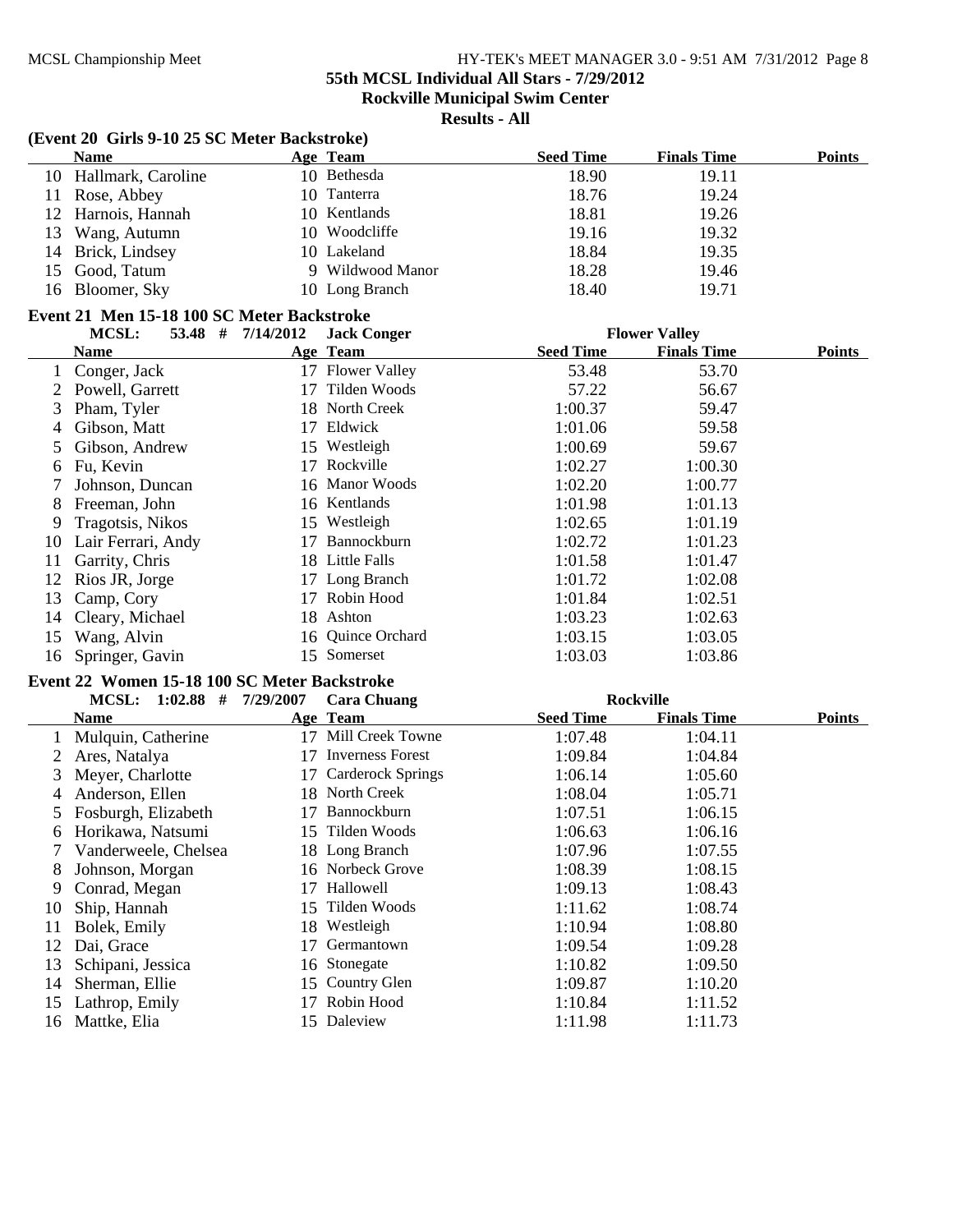**55th MCSL Individual All Stars - 7/29/2012**
**Rockville Municipal Swim Center**
**Results - All**

### (Event 20 Girls 9-10 25 SC Meter Backstroke)

| | Name | Age | Team | Seed Time | Finals Time | Points |
|---|---|---|---|---|---|---|
| 10 | Hallmark, Caroline | 10 | Bethesda | 18.90 | 19.11 | |
| 11 | Rose, Abbey | 10 | Tanterra | 18.76 | 19.24 | |
| 12 | Harnois, Hannah | 10 | Kentlands | 18.81 | 19.26 | |
| 13 | Wang, Autumn | 10 | Woodcliffe | 19.16 | 19.32 | |
| 14 | Brick, Lindsey | 10 | Lakeland | 18.84 | 19.35 | |
| 15 | Good, Tatum | 9 | Wildwood Manor | 18.28 | 19.46 | |
| 16 | Bloomer, Sky | 10 | Long Branch | 18.40 | 19.71 | |

### Event 21 Men 15-18 100 SC Meter Backstroke

MCSL: 53.48 # 7/14/2012 Jack Conger Flower Valley

| | Name | Age | Team | Seed Time | Finals Time | Points |
|---|---|---|---|---|---|---|
| 1 | Conger, Jack | 17 | Flower Valley | 53.48 | 53.70 | |
| 2 | Powell, Garrett | 17 | Tilden Woods | 57.22 | 56.67 | |
| 3 | Pham, Tyler | 18 | North Creek | 1:00.37 | 59.47 | |
| 4 | Gibson, Matt | 17 | Eldwick | 1:01.06 | 59.58 | |
| 5 | Gibson, Andrew | 15 | Westleigh | 1:00.69 | 59.67 | |
| 6 | Fu, Kevin | 17 | Rockville | 1:02.27 | 1:00.30 | |
| 7 | Johnson, Duncan | 16 | Manor Woods | 1:02.20 | 1:00.77 | |
| 8 | Freeman, John | 16 | Kentlands | 1:01.98 | 1:01.13 | |
| 9 | Tragotsis, Nikos | 15 | Westleigh | 1:02.65 | 1:01.19 | |
| 10 | Lair Ferrari, Andy | 17 | Bannockburn | 1:02.72 | 1:01.23 | |
| 11 | Garrity, Chris | 18 | Little Falls | 1:01.58 | 1:01.47 | |
| 12 | Rios JR, Jorge | 17 | Long Branch | 1:01.72 | 1:02.08 | |
| 13 | Camp, Cory | 17 | Robin Hood | 1:01.84 | 1:02.51 | |
| 14 | Cleary, Michael | 18 | Ashton | 1:03.23 | 1:02.63 | |
| 15 | Wang, Alvin | 16 | Quince Orchard | 1:03.15 | 1:03.05 | |
| 16 | Springer, Gavin | 15 | Somerset | 1:03.03 | 1:03.86 | |

### Event 22 Women 15-18 100 SC Meter Backstroke

MCSL: 1:02.88 # 7/29/2007 Cara Chuang Rockville

| | Name | Age | Team | Seed Time | Finals Time | Points |
|---|---|---|---|---|---|---|
| 1 | Mulquin, Catherine | 17 | Mill Creek Towne | 1:07.48 | 1:04.11 | |
| 2 | Ares, Natalya | 17 | Inverness Forest | 1:09.84 | 1:04.84 | |
| 3 | Meyer, Charlotte | 17 | Carderock Springs | 1:06.14 | 1:05.60 | |
| 4 | Anderson, Ellen | 18 | North Creek | 1:08.04 | 1:05.71 | |
| 5 | Fosburgh, Elizabeth | 17 | Bannockburn | 1:07.51 | 1:06.15 | |
| 6 | Horikawa, Natsumi | 15 | Tilden Woods | 1:06.63 | 1:06.16 | |
| 7 | Vanderweele, Chelsea | 18 | Long Branch | 1:07.96 | 1:07.55 | |
| 8 | Johnson, Morgan | 16 | Norbeck Grove | 1:08.39 | 1:08.15 | |
| 9 | Conrad, Megan | 17 | Hallowell | 1:09.13 | 1:08.43 | |
| 10 | Ship, Hannah | 15 | Tilden Woods | 1:11.62 | 1:08.74 | |
| 11 | Bolek, Emily | 18 | Westleigh | 1:10.94 | 1:08.80 | |
| 12 | Dai, Grace | 17 | Germantown | 1:09.54 | 1:09.28 | |
| 13 | Schipani, Jessica | 16 | Stonegate | 1:10.82 | 1:09.50 | |
| 14 | Sherman, Ellie | 15 | Country Glen | 1:09.87 | 1:10.20 | |
| 15 | Lathrop, Emily | 17 | Robin Hood | 1:10.84 | 1:11.52 | |
| 16 | Mattke, Elia | 15 | Daleview | 1:11.98 | 1:11.73 | |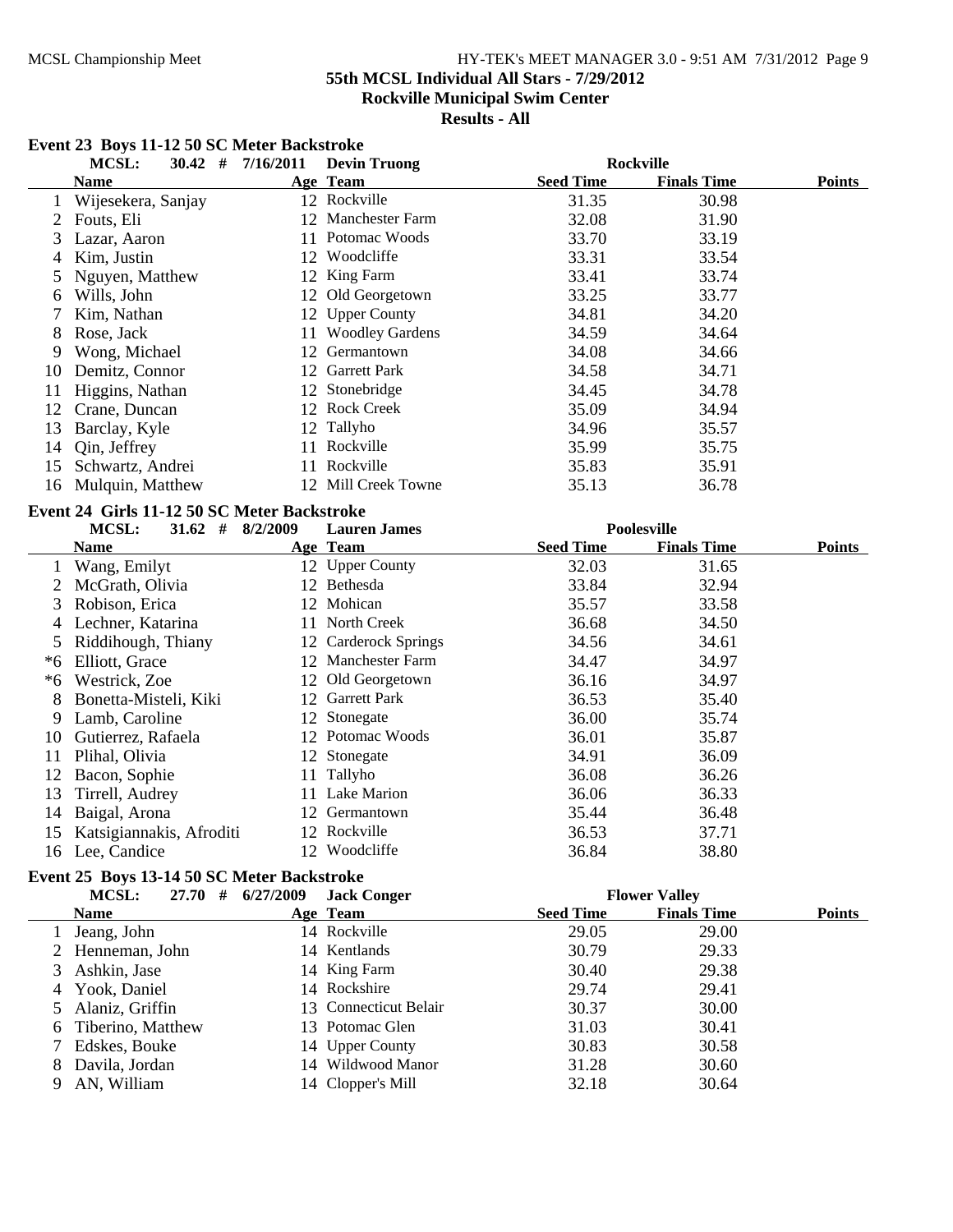# 55th MCSL Individual All Stars - 7/29/2012
## Rockville Municipal Swim Center
## Results - All

### Event 23 Boys 11-12 50 SC Meter Backstroke

MCSL: 30.42 # 7/16/2011 Devin Truong Rockville

| | Name | Age | Team | Seed Time | Finals Time | Points |
|---|---|---|---|---|---|---|
| 1 | Wijesekera, Sanjay | 12 | Rockville | 31.35 | 30.98 | |
| 2 | Fouts, Eli | 12 | Manchester Farm | 32.08 | 31.90 | |
| 3 | Lazar, Aaron | 11 | Potomac Woods | 33.70 | 33.19 | |
| 4 | Kim, Justin | 12 | Woodcliffe | 33.31 | 33.54 | |
| 5 | Nguyen, Matthew | 12 | King Farm | 33.41 | 33.74 | |
| 6 | Wills, John | 12 | Old Georgetown | 33.25 | 33.77 | |
| 7 | Kim, Nathan | 12 | Upper County | 34.81 | 34.20 | |
| 8 | Rose, Jack | 11 | Woodley Gardens | 34.59 | 34.64 | |
| 9 | Wong, Michael | 12 | Germantown | 34.08 | 34.66 | |
| 10 | Demitz, Connor | 12 | Garrett Park | 34.58 | 34.71 | |
| 11 | Higgins, Nathan | 12 | Stonebridge | 34.45 | 34.78 | |
| 12 | Crane, Duncan | 12 | Rock Creek | 35.09 | 34.94 | |
| 13 | Barclay, Kyle | 12 | Tallyho | 34.96 | 35.57 | |
| 14 | Qin, Jeffrey | 11 | Rockville | 35.99 | 35.75 | |
| 15 | Schwartz, Andrei | 11 | Rockville | 35.83 | 35.91 | |
| 16 | Mulquin, Matthew | 12 | Mill Creek Towne | 35.13 | 36.78 | |

### Event 24 Girls 11-12 50 SC Meter Backstroke

MCSL: 31.62 # 8/2/2009 Lauren James Poolesville

| | Name | Age | Team | Seed Time | Finals Time | Points |
|---|---|---|---|---|---|---|
| 1 | Wang, Emilyt | 12 | Upper County | 32.03 | 31.65 | |
| 2 | McGrath, Olivia | 12 | Bethesda | 33.84 | 32.94 | |
| 3 | Robison, Erica | 12 | Mohican | 35.57 | 33.58 | |
| 4 | Lechner, Katarina | 11 | North Creek | 36.68 | 34.50 | |
| 5 | Riddihough, Thiany | 12 | Carderock Springs | 34.56 | 34.61 | |
| *6 | Elliott, Grace | 12 | Manchester Farm | 34.47 | 34.97 | |
| *6 | Westrick, Zoe | 12 | Old Georgetown | 36.16 | 34.97 | |
| 8 | Bonetta-Misteli, Kiki | 12 | Garrett Park | 36.53 | 35.40 | |
| 9 | Lamb, Caroline | 12 | Stonegate | 36.00 | 35.74 | |
| 10 | Gutierrez, Rafaela | 12 | Potomac Woods | 36.01 | 35.87 | |
| 11 | Plihal, Olivia | 12 | Stonegate | 34.91 | 36.09 | |
| 12 | Bacon, Sophie | 11 | Tallyho | 36.08 | 36.26 | |
| 13 | Tirrell, Audrey | 11 | Lake Marion | 36.06 | 36.33 | |
| 14 | Baigal, Arona | 12 | Germantown | 35.44 | 36.48 | |
| 15 | Katsigiannakis, Afroditi | 12 | Rockville | 36.53 | 37.71 | |
| 16 | Lee, Candice | 12 | Woodcliffe | 36.84 | 38.80 | |

### Event 25 Boys 13-14 50 SC Meter Backstroke

MCSL: 27.70 # 6/27/2009 Jack Conger Flower Valley

| | Name | Age | Team | Seed Time | Finals Time | Points |
|---|---|---|---|---|---|---|
| 1 | Jeang, John | 14 | Rockville | 29.05 | 29.00 | |
| 2 | Henneman, John | 14 | Kentlands | 30.79 | 29.33 | |
| 3 | Ashkin, Jase | 14 | King Farm | 30.40 | 29.38 | |
| 4 | Yook, Daniel | 14 | Rockshire | 29.74 | 29.41 | |
| 5 | Alaniz, Griffin | 13 | Connecticut Belair | 30.37 | 30.00 | |
| 6 | Tiberino, Matthew | 13 | Potomac Glen | 31.03 | 30.41 | |
| 7 | Edskes, Bouke | 14 | Upper County | 30.83 | 30.58 | |
| 8 | Davila, Jordan | 14 | Wildwood Manor | 31.28 | 30.60 | |
| 9 | AN, William | 14 | Clopper's Mill | 32.18 | 30.64 | |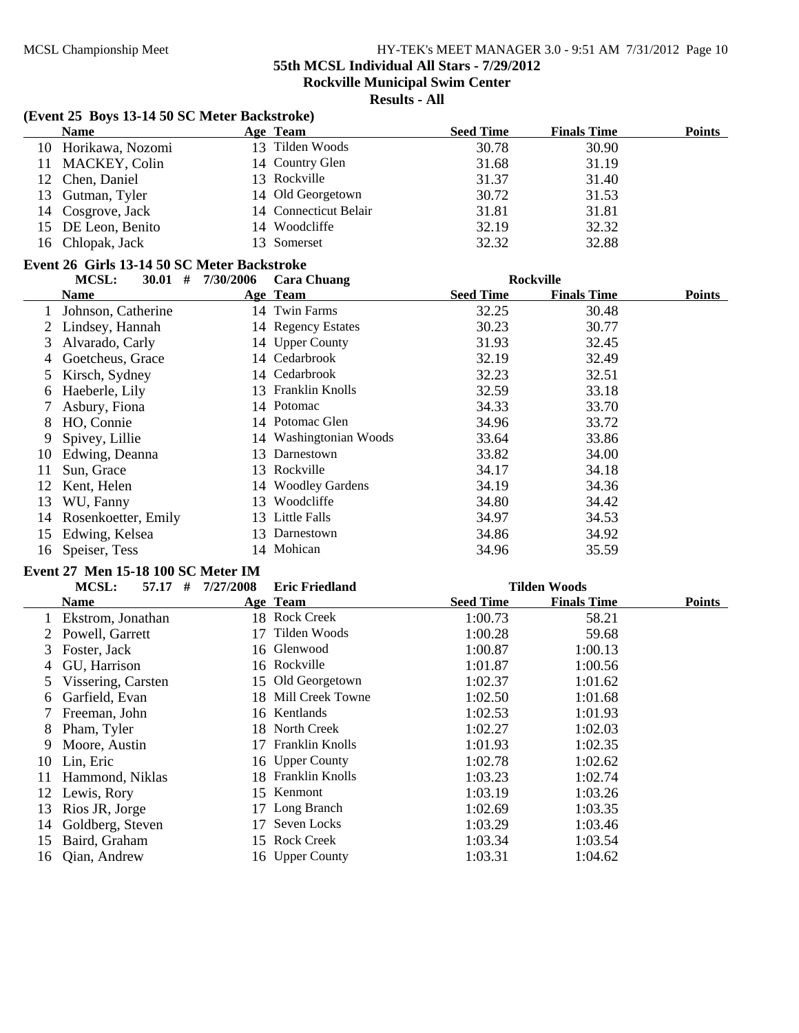**55th MCSL Individual All Stars - 7/29/2012**
**Rockville Municipal Swim Center**
**Results - All**

### (Event 25 Boys 13-14 50 SC Meter Backstroke)

| | Name | Age | Team | Seed Time | Finals Time | Points |
|---|---|---|---|---|---|---|
| 10 | Horikawa, Nozomi | 13 | Tilden Woods | 30.78 | 30.90 | |
| 11 | MACKEY, Colin | 14 | Country Glen | 31.68 | 31.19 | |
| 12 | Chen, Daniel | 13 | Rockville | 31.37 | 31.40 | |
| 13 | Gutman, Tyler | 14 | Old Georgetown | 30.72 | 31.53 | |
| 14 | Cosgrove, Jack | 14 | Connecticut Belair | 31.81 | 31.81 | |
| 15 | DE Leon, Benito | 14 | Woodcliffe | 32.19 | 32.32 | |
| 16 | Chlopak, Jack | 13 | Somerset | 32.32 | 32.88 | |

### Event 26 Girls 13-14 50 SC Meter Backstroke

MCSL: 30.01 # 7/30/2006 Cara Chuang Rockville

| | Name | Age | Team | Seed Time | Finals Time | Points |
|---|---|---|---|---|---|---|
| 1 | Johnson, Catherine | 14 | Twin Farms | 32.25 | 30.48 | |
| 2 | Lindsey, Hannah | 14 | Regency Estates | 30.23 | 30.77 | |
| 3 | Alvarado, Carly | 14 | Upper County | 31.93 | 32.45 | |
| 4 | Goetcheus, Grace | 14 | Cedarbrook | 32.19 | 32.49 | |
| 5 | Kirsch, Sydney | 14 | Cedarbrook | 32.23 | 32.51 | |
| 6 | Haeberle, Lily | 13 | Franklin Knolls | 32.59 | 33.18 | |
| 7 | Asbury, Fiona | 14 | Potomac | 34.33 | 33.70 | |
| 8 | HO, Connie | 14 | Potomac Glen | 34.96 | 33.72 | |
| 9 | Spivey, Lillie | 14 | Washingtonian Woods | 33.64 | 33.86 | |
| 10 | Edwing, Deanna | 13 | Darnestown | 33.82 | 34.00 | |
| 11 | Sun, Grace | 13 | Rockville | 34.17 | 34.18 | |
| 12 | Kent, Helen | 14 | Woodley Gardens | 34.19 | 34.36 | |
| 13 | WU, Fanny | 13 | Woodcliffe | 34.80 | 34.42 | |
| 14 | Rosenkoetter, Emily | 13 | Little Falls | 34.97 | 34.53 | |
| 15 | Edwing, Kelsea | 13 | Darnestown | 34.86 | 34.92 | |
| 16 | Speiser, Tess | 14 | Mohican | 34.96 | 35.59 | |

### Event 27 Men 15-18 100 SC Meter IM

MCSL: 57.17 # 7/27/2008 Eric Friedland Tilden Woods

| | Name | Age | Team | Seed Time | Finals Time | Points |
|---|---|---|---|---|---|---|
| 1 | Ekstrom, Jonathan | 18 | Rock Creek | 1:00.73 | 58.21 | |
| 2 | Powell, Garrett | 17 | Tilden Woods | 1:00.28 | 59.68 | |
| 3 | Foster, Jack | 16 | Glenwood | 1:00.87 | 1:00.13 | |
| 4 | GU, Harrison | 16 | Rockville | 1:01.87 | 1:00.56 | |
| 5 | Vissering, Carsten | 15 | Old Georgetown | 1:02.37 | 1:01.62 | |
| 6 | Garfield, Evan | 18 | Mill Creek Towne | 1:02.50 | 1:01.68 | |
| 7 | Freeman, John | 16 | Kentlands | 1:02.53 | 1:01.93 | |
| 8 | Pham, Tyler | 18 | North Creek | 1:02.27 | 1:02.03 | |
| 9 | Moore, Austin | 17 | Franklin Knolls | 1:01.93 | 1:02.35 | |
| 10 | Lin, Eric | 16 | Upper County | 1:02.78 | 1:02.62 | |
| 11 | Hammond, Niklas | 18 | Franklin Knolls | 1:03.23 | 1:02.74 | |
| 12 | Lewis, Rory | 15 | Kenmont | 1:03.19 | 1:03.26 | |
| 13 | Rios JR, Jorge | 17 | Long Branch | 1:02.69 | 1:03.35 | |
| 14 | Goldberg, Steven | 17 | Seven Locks | 1:03.29 | 1:03.46 | |
| 15 | Baird, Graham | 15 | Rock Creek | 1:03.34 | 1:03.54 | |
| 16 | Qian, Andrew | 16 | Upper County | 1:03.31 | 1:04.62 | |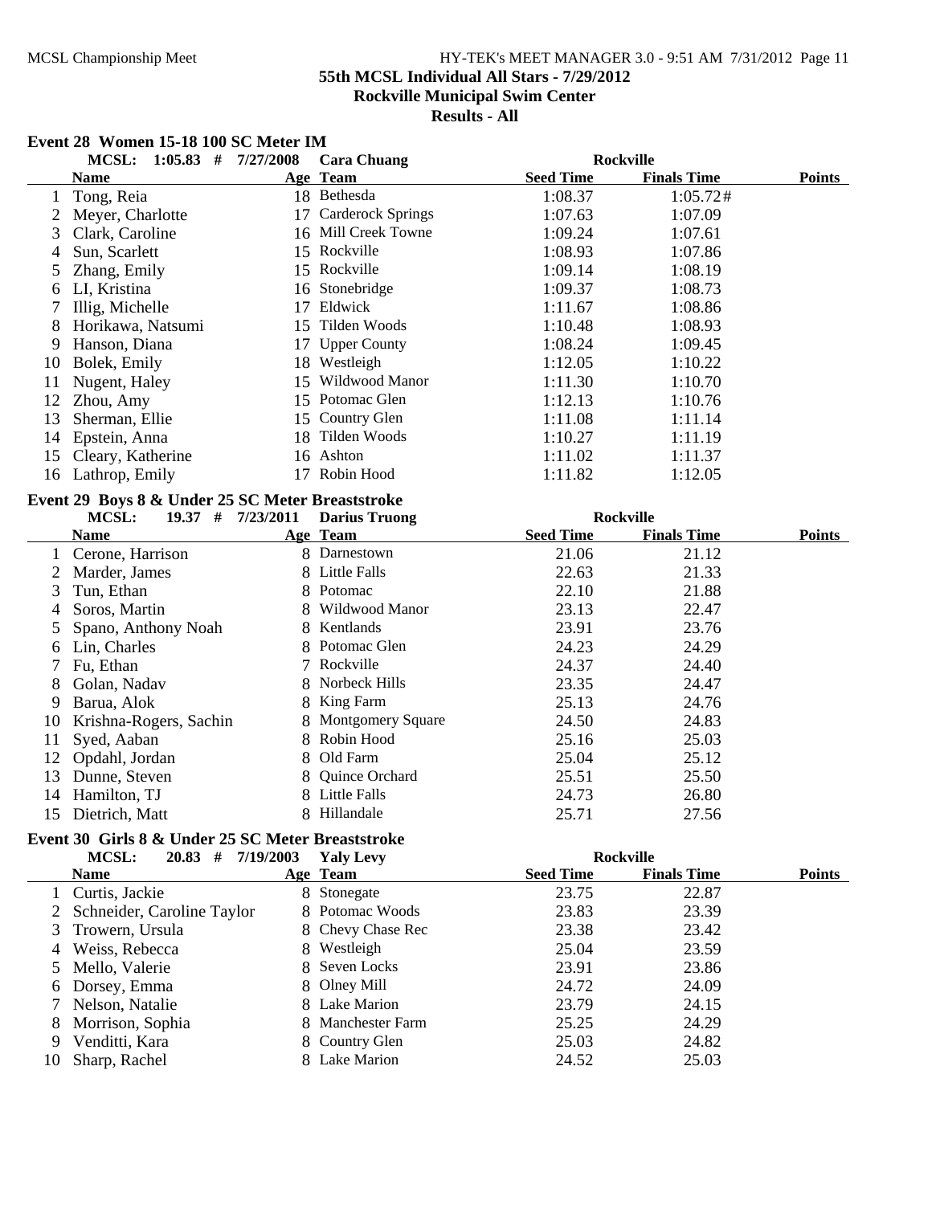## 55th MCSL Individual All Stars - 7/29/2012

**Rockville Municipal Swim Center**

**Results - All**

### Event 28 Women 15-18 100 SC Meter IM

**MCSL: 1:05.83 # 7/27/2008 Cara Chuang — Rockville**

| | Name | Age | Team | Seed Time | Finals Time | Points |
|---|---|---|---|---|---|---|
| 1 | Tong, Reia | 18 | Bethesda | 1:08.37 | 1:05.72# | |
| 2 | Meyer, Charlotte | 17 | Carderock Springs | 1:07.63 | 1:07.09 | |
| 3 | Clark, Caroline | 16 | Mill Creek Towne | 1:09.24 | 1:07.61 | |
| 4 | Sun, Scarlett | 15 | Rockville | 1:08.93 | 1:07.86 | |
| 5 | Zhang, Emily | 15 | Rockville | 1:09.14 | 1:08.19 | |
| 6 | LI, Kristina | 16 | Stonebridge | 1:09.37 | 1:08.73 | |
| 7 | Illig, Michelle | 17 | Eldwick | 1:11.67 | 1:08.86 | |
| 8 | Horikawa, Natsumi | 15 | Tilden Woods | 1:10.48 | 1:08.93 | |
| 9 | Hanson, Diana | 17 | Upper County | 1:08.24 | 1:09.45 | |
| 10 | Bolek, Emily | 18 | Westleigh | 1:12.05 | 1:10.22 | |
| 11 | Nugent, Haley | 15 | Wildwood Manor | 1:11.30 | 1:10.70 | |
| 12 | Zhou, Amy | 15 | Potomac Glen | 1:12.13 | 1:10.76 | |
| 13 | Sherman, Ellie | 15 | Country Glen | 1:11.08 | 1:11.14 | |
| 14 | Epstein, Anna | 18 | Tilden Woods | 1:10.27 | 1:11.19 | |
| 15 | Cleary, Katherine | 16 | Ashton | 1:11.02 | 1:11.37 | |
| 16 | Lathrop, Emily | 17 | Robin Hood | 1:11.82 | 1:12.05 | |

### Event 29 Boys 8 & Under 25 SC Meter Breaststroke

**MCSL: 19.37 # 7/23/2011 Darius Truong — Rockville**

| | Name | Age | Team | Seed Time | Finals Time | Points |
|---|---|---|---|---|---|---|
| 1 | Cerone, Harrison | 8 | Darnestown | 21.06 | 21.12 | |
| 2 | Marder, James | 8 | Little Falls | 22.63 | 21.33 | |
| 3 | Tun, Ethan | 8 | Potomac | 22.10 | 21.88 | |
| 4 | Soros, Martin | 8 | Wildwood Manor | 23.13 | 22.47 | |
| 5 | Spano, Anthony Noah | 8 | Kentlands | 23.91 | 23.76 | |
| 6 | Lin, Charles | 8 | Potomac Glen | 24.23 | 24.29 | |
| 7 | Fu, Ethan | 7 | Rockville | 24.37 | 24.40 | |
| 8 | Golan, Nadav | 8 | Norbeck Hills | 23.35 | 24.47 | |
| 9 | Barua, Alok | 8 | King Farm | 25.13 | 24.76 | |
| 10 | Krishna-Rogers, Sachin | 8 | Montgomery Square | 24.50 | 24.83 | |
| 11 | Syed, Aaban | 8 | Robin Hood | 25.16 | 25.03 | |
| 12 | Opdahl, Jordan | 8 | Old Farm | 25.04 | 25.12 | |
| 13 | Dunne, Steven | 8 | Quince Orchard | 25.51 | 25.50 | |
| 14 | Hamilton, TJ | 8 | Little Falls | 24.73 | 26.80 | |
| 15 | Dietrich, Matt | 8 | Hillandale | 25.71 | 27.56 | |

### Event 30 Girls 8 & Under 25 SC Meter Breaststroke

**MCSL: 20.83 # 7/19/2003 Yaly Levy — Rockville**

| | Name | Age | Team | Seed Time | Finals Time | Points |
|---|---|---|---|---|---|---|
| 1 | Curtis, Jackie | 8 | Stonegate | 23.75 | 22.87 | |
| 2 | Schneider, Caroline Taylor | 8 | Potomac Woods | 23.83 | 23.39 | |
| 3 | Trowern, Ursula | 8 | Chevy Chase Rec | 23.38 | 23.42 | |
| 4 | Weiss, Rebecca | 8 | Westleigh | 25.04 | 23.59 | |
| 5 | Mello, Valerie | 8 | Seven Locks | 23.91 | 23.86 | |
| 6 | Dorsey, Emma | 8 | Olney Mill | 24.72 | 24.09 | |
| 7 | Nelson, Natalie | 8 | Lake Marion | 23.79 | 24.15 | |
| 8 | Morrison, Sophia | 8 | Manchester Farm | 25.25 | 24.29 | |
| 9 | Venditti, Kara | 8 | Country Glen | 25.03 | 24.82 | |
| 10 | Sharp, Rachel | 8 | Lake Marion | 24.52 | 25.03 | |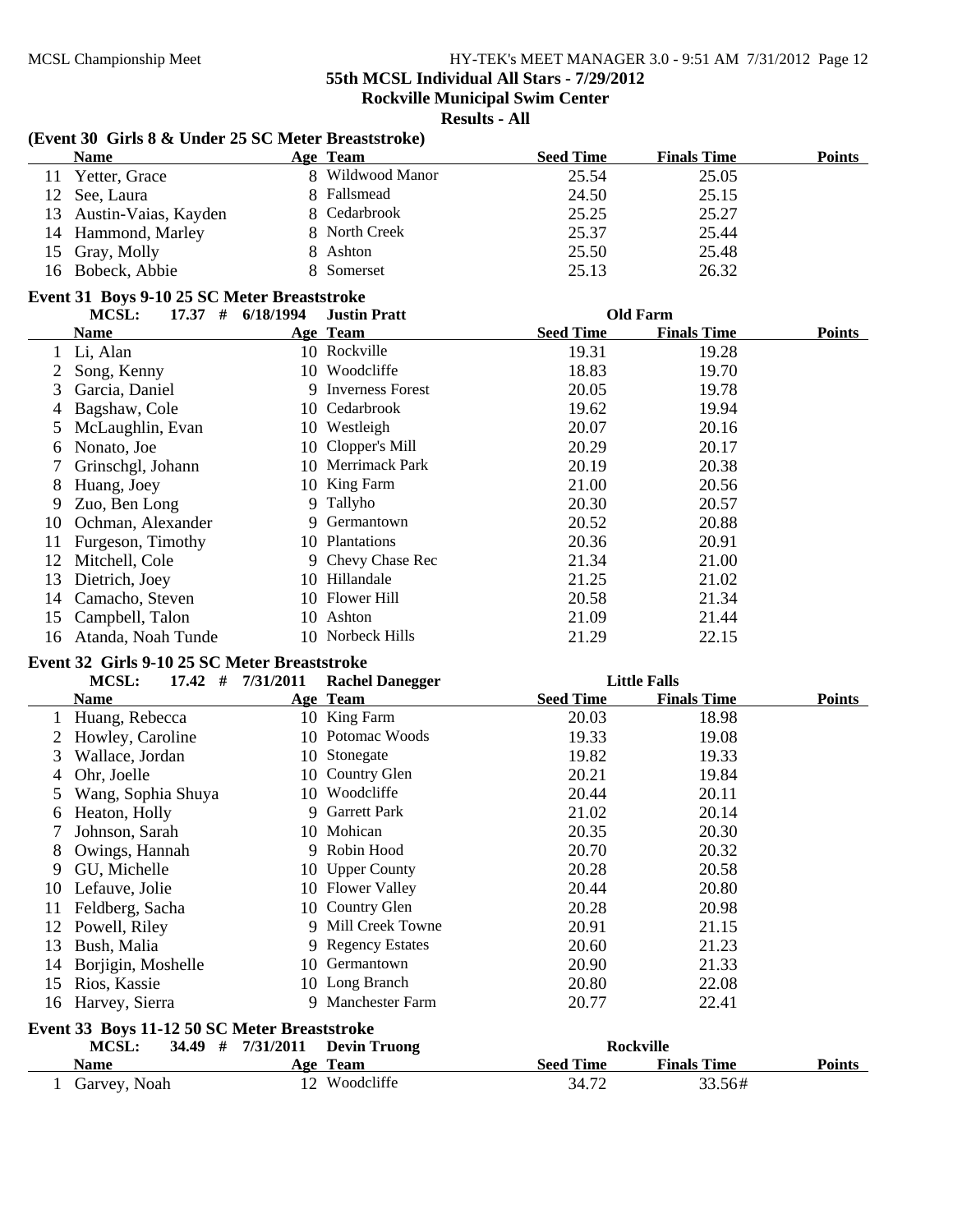## 55th MCSL Individual All Stars - 7/29/2012
## Rockville Municipal Swim Center
## Results - All

### (Event 30 Girls 8 & Under 25 SC Meter Breaststroke)

| | Name | Age | Team | Seed Time | Finals Time | Points |
|---|---|---|---|---|---|---|
| 11 | Yetter, Grace | 8 | Wildwood Manor | 25.54 | 25.05 | |
| 12 | See, Laura | 8 | Fallsmead | 24.50 | 25.15 | |
| 13 | Austin-Vaias, Kayden | 8 | Cedarbrook | 25.25 | 25.27 | |
| 14 | Hammond, Marley | 8 | North Creek | 25.37 | 25.44 | |
| 15 | Gray, Molly | 8 | Ashton | 25.50 | 25.48 | |
| 16 | Bobeck, Abbie | 8 | Somerset | 25.13 | 26.32 | |

### Event 31 Boys 9-10 25 SC Meter Breaststroke

MCSL: 17.37 # 6/18/1994 Justin Pratt Old Farm

| | Name | Age | Team | Seed Time | Finals Time | Points |
|---|---|---|---|---|---|---|
| 1 | Li, Alan | 10 | Rockville | 19.31 | 19.28 | |
| 2 | Song, Kenny | 10 | Woodcliffe | 18.83 | 19.70 | |
| 3 | Garcia, Daniel | 9 | Inverness Forest | 20.05 | 19.78 | |
| 4 | Bagshaw, Cole | 10 | Cedarbrook | 19.62 | 19.94 | |
| 5 | McLaughlin, Evan | 10 | Westleigh | 20.07 | 20.16 | |
| 6 | Nonato, Joe | 10 | Clopper's Mill | 20.29 | 20.17 | |
| 7 | Grinschgl, Johann | 10 | Merrimack Park | 20.19 | 20.38 | |
| 8 | Huang, Joey | 10 | King Farm | 21.00 | 20.56 | |
| 9 | Zuo, Ben Long | 9 | Tallyho | 20.30 | 20.57 | |
| 10 | Ochman, Alexander | 9 | Germantown | 20.52 | 20.88 | |
| 11 | Furgeson, Timothy | 10 | Plantations | 20.36 | 20.91 | |
| 12 | Mitchell, Cole | 9 | Chevy Chase Rec | 21.34 | 21.00 | |
| 13 | Dietrich, Joey | 10 | Hillandale | 21.25 | 21.02 | |
| 14 | Camacho, Steven | 10 | Flower Hill | 20.58 | 21.34 | |
| 15 | Campbell, Talon | 10 | Ashton | 21.09 | 21.44 | |
| 16 | Atanda, Noah Tunde | 10 | Norbeck Hills | 21.29 | 22.15 | |

### Event 32 Girls 9-10 25 SC Meter Breaststroke

MCSL: 17.42 # 7/31/2011 Rachel Danegger Little Falls

| | Name | Age | Team | Seed Time | Finals Time | Points |
|---|---|---|---|---|---|---|
| 1 | Huang, Rebecca | 10 | King Farm | 20.03 | 18.98 | |
| 2 | Howley, Caroline | 10 | Potomac Woods | 19.33 | 19.08 | |
| 3 | Wallace, Jordan | 10 | Stonegate | 19.82 | 19.33 | |
| 4 | Ohr, Joelle | 10 | Country Glen | 20.21 | 19.84 | |
| 5 | Wang, Sophia Shuya | 10 | Woodcliffe | 20.44 | 20.11 | |
| 6 | Heaton, Holly | 9 | Garrett Park | 21.02 | 20.14 | |
| 7 | Johnson, Sarah | 10 | Mohican | 20.35 | 20.30 | |
| 8 | Owings, Hannah | 9 | Robin Hood | 20.70 | 20.32 | |
| 9 | GU, Michelle | 10 | Upper County | 20.28 | 20.58 | |
| 10 | Lefauve, Jolie | 10 | Flower Valley | 20.44 | 20.80 | |
| 11 | Feldberg, Sacha | 10 | Country Glen | 20.28 | 20.98 | |
| 12 | Powell, Riley | 9 | Mill Creek Towne | 20.91 | 21.15 | |
| 13 | Bush, Malia | 9 | Regency Estates | 20.60 | 21.23 | |
| 14 | Borjigin, Moshelle | 10 | Germantown | 20.90 | 21.33 | |
| 15 | Rios, Kassie | 10 | Long Branch | 20.80 | 22.08 | |
| 16 | Harvey, Sierra | 9 | Manchester Farm | 20.77 | 22.41 | |

### Event 33 Boys 11-12 50 SC Meter Breaststroke

MCSL: 34.49 # 7/31/2011 Devin Truong Rockville

| | Name | Age | Team | Seed Time | Finals Time | Points |
|---|---|---|---|---|---|---|
| 1 | Garvey, Noah | 12 | Woodcliffe | 34.72 | 33.56# | |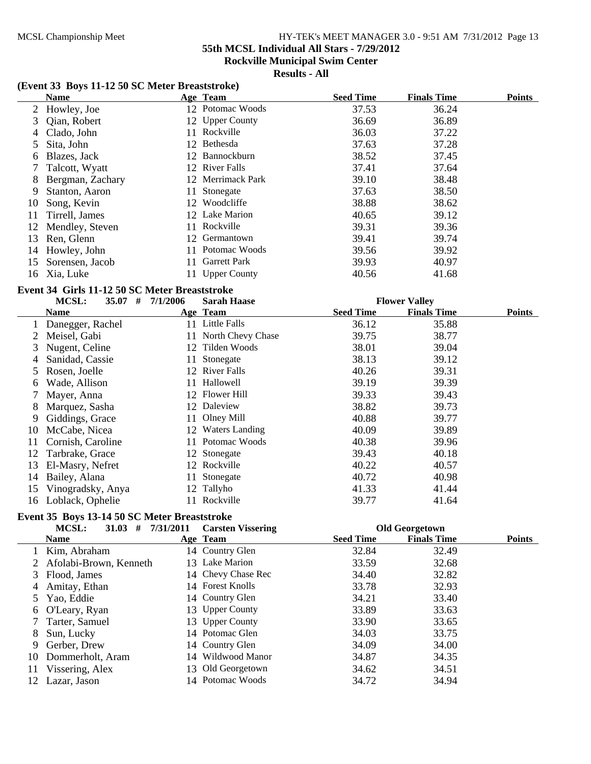## 55th MCSL Individual All Stars - 7/29/2012

**Rockville Municipal Swim Center**

**Results - All**

### (Event 33 Boys 11-12 50 SC Meter Breaststroke)

| | Name | Age | Team | Seed Time | Finals Time | Points |
|---|---|---|---|---|---|---|
| 2 | Howley, Joe | 12 | Potomac Woods | 37.53 | 36.24 | |
| 3 | Qian, Robert | 12 | Upper County | 36.69 | 36.89 | |
| 4 | Clado, John | 11 | Rockville | 36.03 | 37.22 | |
| 5 | Sita, John | 12 | Bethesda | 37.63 | 37.28 | |
| 6 | Blazes, Jack | 12 | Bannockburn | 38.52 | 37.45 | |
| 7 | Talcott, Wyatt | 12 | River Falls | 37.41 | 37.64 | |
| 8 | Bergman, Zachary | 12 | Merrimack Park | 39.10 | 38.48 | |
| 9 | Stanton, Aaron | 11 | Stonegate | 37.63 | 38.50 | |
| 10 | Song, Kevin | 12 | Woodcliffe | 38.88 | 38.62 | |
| 11 | Tirrell, James | 12 | Lake Marion | 40.65 | 39.12 | |
| 12 | Mendley, Steven | 11 | Rockville | 39.31 | 39.36 | |
| 13 | Ren, Glenn | 12 | Germantown | 39.41 | 39.74 | |
| 14 | Howley, John | 11 | Potomac Woods | 39.56 | 39.92 | |
| 15 | Sorensen, Jacob | 11 | Garrett Park | 39.93 | 40.97 | |
| 16 | Xia, Luke | 11 | Upper County | 40.56 | 41.68 | |

### Event 34 Girls 11-12 50 SC Meter Breaststroke

MCSL: 35.07 # 7/1/2006 Sarah Haase — Flower Valley

| | Name | Age | Team | Seed Time | Finals Time | Points |
|---|---|---|---|---|---|---|
| 1 | Danegger, Rachel | 11 | Little Falls | 36.12 | 35.88 | |
| 2 | Meisel, Gabi | 11 | North Chevy Chase | 39.75 | 38.77 | |
| 3 | Nugent, Celine | 12 | Tilden Woods | 38.01 | 39.04 | |
| 4 | Sanidad, Cassie | 11 | Stonegate | 38.13 | 39.12 | |
| 5 | Rosen, Joelle | 12 | River Falls | 40.26 | 39.31 | |
| 6 | Wade, Allison | 11 | Hallowell | 39.19 | 39.39 | |
| 7 | Mayer, Anna | 12 | Flower Hill | 39.33 | 39.43 | |
| 8 | Marquez, Sasha | 12 | Daleview | 38.82 | 39.73 | |
| 9 | Giddings, Grace | 11 | Olney Mill | 40.88 | 39.77 | |
| 10 | McCabe, Nicea | 12 | Waters Landing | 40.09 | 39.89 | |
| 11 | Cornish, Caroline | 11 | Potomac Woods | 40.38 | 39.96 | |
| 12 | Tarbrake, Grace | 12 | Stonegate | 39.43 | 40.18 | |
| 13 | El-Masry, Nefret | 12 | Rockville | 40.22 | 40.57 | |
| 14 | Bailey, Alana | 11 | Stonegate | 40.72 | 40.98 | |
| 15 | Vinogradsky, Anya | 12 | Tallyho | 41.33 | 41.44 | |
| 16 | Loblack, Ophelie | 11 | Rockville | 39.77 | 41.64 | |

### Event 35 Boys 13-14 50 SC Meter Breaststroke

MCSL: 31.03 # 7/31/2011 Carsten Vissering — Old Georgetown

| | Name | Age | Team | Seed Time | Finals Time | Points |
|---|---|---|---|---|---|---|
| 1 | Kim, Abraham | 14 | Country Glen | 32.84 | 32.49 | |
| 2 | Afolabi-Brown, Kenneth | 13 | Lake Marion | 33.59 | 32.68 | |
| 3 | Flood, James | 14 | Chevy Chase Rec | 34.40 | 32.82 | |
| 4 | Amitay, Ethan | 14 | Forest Knolls | 33.78 | 32.93 | |
| 5 | Yao, Eddie | 14 | Country Glen | 34.21 | 33.40 | |
| 6 | O'Leary, Ryan | 13 | Upper County | 33.89 | 33.63 | |
| 7 | Tarter, Samuel | 13 | Upper County | 33.90 | 33.65 | |
| 8 | Sun, Lucky | 14 | Potomac Glen | 34.03 | 33.75 | |
| 9 | Gerber, Drew | 14 | Country Glen | 34.09 | 34.00 | |
| 10 | Dommerholt, Aram | 14 | Wildwood Manor | 34.87 | 34.35 | |
| 11 | Vissering, Alex | 13 | Old Georgetown | 34.62 | 34.51 | |
| 12 | Lazar, Jason | 14 | Potomac Woods | 34.72 | 34.94 | |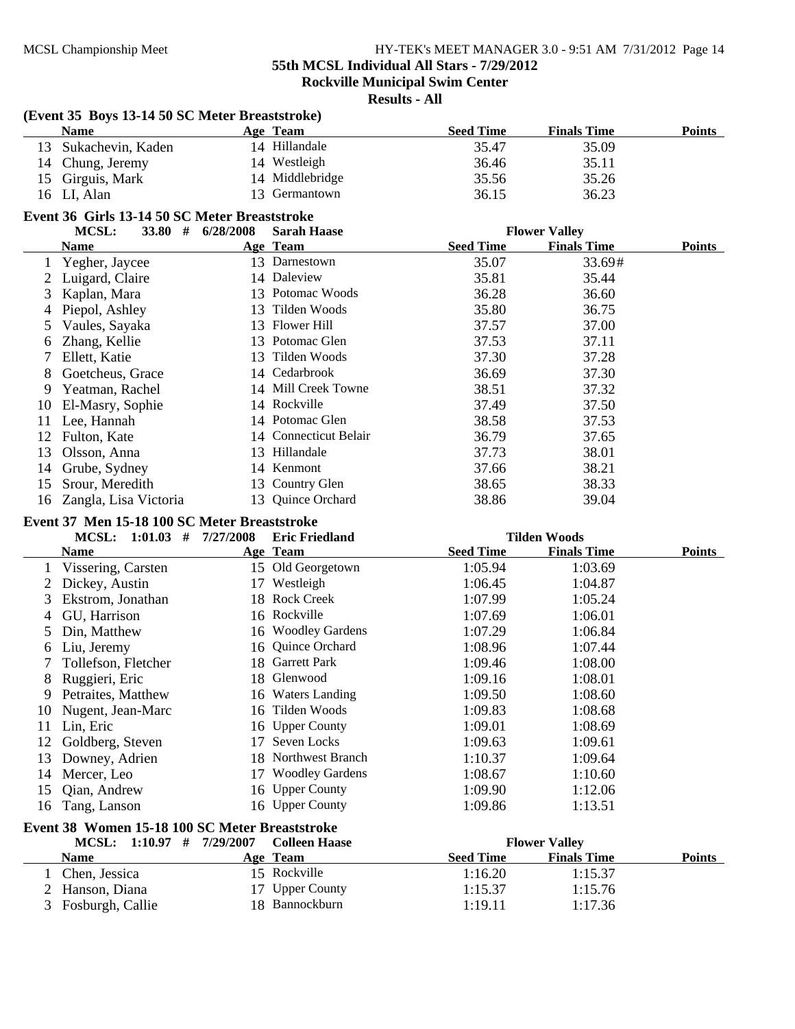## 55th MCSL Individual All Stars - 7/29/2012

### Rockville Municipal Swim Center

### Results - All

**(Event 35 Boys 13-14 50 SC Meter Breaststroke)**

| | Name | Age | Team | Seed Time | Finals Time | Points |
|---|---|---|---|---|---|---|
| 13 | Sukachevin, Kaden | 14 | Hillandale | 35.47 | 35.09 | |
| 14 | Chung, Jeremy | 14 | Westleigh | 36.46 | 35.11 | |
| 15 | Girguis, Mark | 14 | Middlebridge | 35.56 | 35.26 | |
| 16 | LI, Alan | 13 | Germantown | 36.15 | 36.23 | |

**Event 36 Girls 13-14 50 SC Meter Breaststroke**

MCSL: 33.80 # 6/28/2008 Sarah Haase Flower Valley

| | Name | Age | Team | Seed Time | Finals Time | Points |
|---|---|---|---|---|---|---|
| 1 | Yegher, Jaycee | 13 | Darnestown | 35.07 | 33.69# | |
| 2 | Luigard, Claire | 14 | Daleview | 35.81 | 35.44 | |
| 3 | Kaplan, Mara | 13 | Potomac Woods | 36.28 | 36.60 | |
| 4 | Piepol, Ashley | 13 | Tilden Woods | 35.80 | 36.75 | |
| 5 | Vaules, Sayaka | 13 | Flower Hill | 37.57 | 37.00 | |
| 6 | Zhang, Kellie | 13 | Potomac Glen | 37.53 | 37.11 | |
| 7 | Ellett, Katie | 13 | Tilden Woods | 37.30 | 37.28 | |
| 8 | Goetcheus, Grace | 14 | Cedarbrook | 36.69 | 37.30 | |
| 9 | Yeatman, Rachel | 14 | Mill Creek Towne | 38.51 | 37.32 | |
| 10 | El-Masry, Sophie | 14 | Rockville | 37.49 | 37.50 | |
| 11 | Lee, Hannah | 14 | Potomac Glen | 38.58 | 37.53 | |
| 12 | Fulton, Kate | 14 | Connecticut Belair | 36.79 | 37.65 | |
| 13 | Olsson, Anna | 13 | Hillandale | 37.73 | 38.01 | |
| 14 | Grube, Sydney | 14 | Kenmont | 37.66 | 38.21 | |
| 15 | Srour, Meredith | 13 | Country Glen | 38.65 | 38.33 | |
| 16 | Zangla, Lisa Victoria | 13 | Quince Orchard | 38.86 | 39.04 | |

**Event 37 Men 15-18 100 SC Meter Breaststroke**

MCSL: 1:01.03 # 7/27/2008 Eric Friedland Tilden Woods

| | Name | Age | Team | Seed Time | Finals Time | Points |
|---|---|---|---|---|---|---|
| 1 | Vissering, Carsten | 15 | Old Georgetown | 1:05.94 | 1:03.69 | |
| 2 | Dickey, Austin | 17 | Westleigh | 1:06.45 | 1:04.87 | |
| 3 | Ekstrom, Jonathan | 18 | Rock Creek | 1:07.99 | 1:05.24 | |
| 4 | GU, Harrison | 16 | Rockville | 1:07.69 | 1:06.01 | |
| 5 | Din, Matthew | 16 | Woodley Gardens | 1:07.29 | 1:06.84 | |
| 6 | Liu, Jeremy | 16 | Quince Orchard | 1:08.96 | 1:07.44 | |
| 7 | Tollefson, Fletcher | 18 | Garrett Park | 1:09.46 | 1:08.00 | |
| 8 | Ruggieri, Eric | 18 | Glenwood | 1:09.16 | 1:08.01 | |
| 9 | Petraites, Matthew | 16 | Waters Landing | 1:09.50 | 1:08.60 | |
| 10 | Nugent, Jean-Marc | 16 | Tilden Woods | 1:09.83 | 1:08.68 | |
| 11 | Lin, Eric | 16 | Upper County | 1:09.01 | 1:08.69 | |
| 12 | Goldberg, Steven | 17 | Seven Locks | 1:09.63 | 1:09.61 | |
| 13 | Downey, Adrien | 18 | Northwest Branch | 1:10.37 | 1:09.64 | |
| 14 | Mercer, Leo | 17 | Woodley Gardens | 1:08.67 | 1:10.60 | |
| 15 | Qian, Andrew | 16 | Upper County | 1:09.90 | 1:12.06 | |
| 16 | Tang, Lanson | 16 | Upper County | 1:09.86 | 1:13.51 | |

**Event 38 Women 15-18 100 SC Meter Breaststroke**

MCSL: 1:10.97 # 7/29/2007 Colleen Haase Flower Valley

| | Name | Age | Team | Seed Time | Finals Time | Points |
|---|---|---|---|---|---|---|
| 1 | Chen, Jessica | 15 | Rockville | 1:16.20 | 1:15.37 | |
| 2 | Hanson, Diana | 17 | Upper County | 1:15.37 | 1:15.76 | |
| 3 | Fosburgh, Callie | 18 | Bannockburn | 1:19.11 | 1:17.36 | |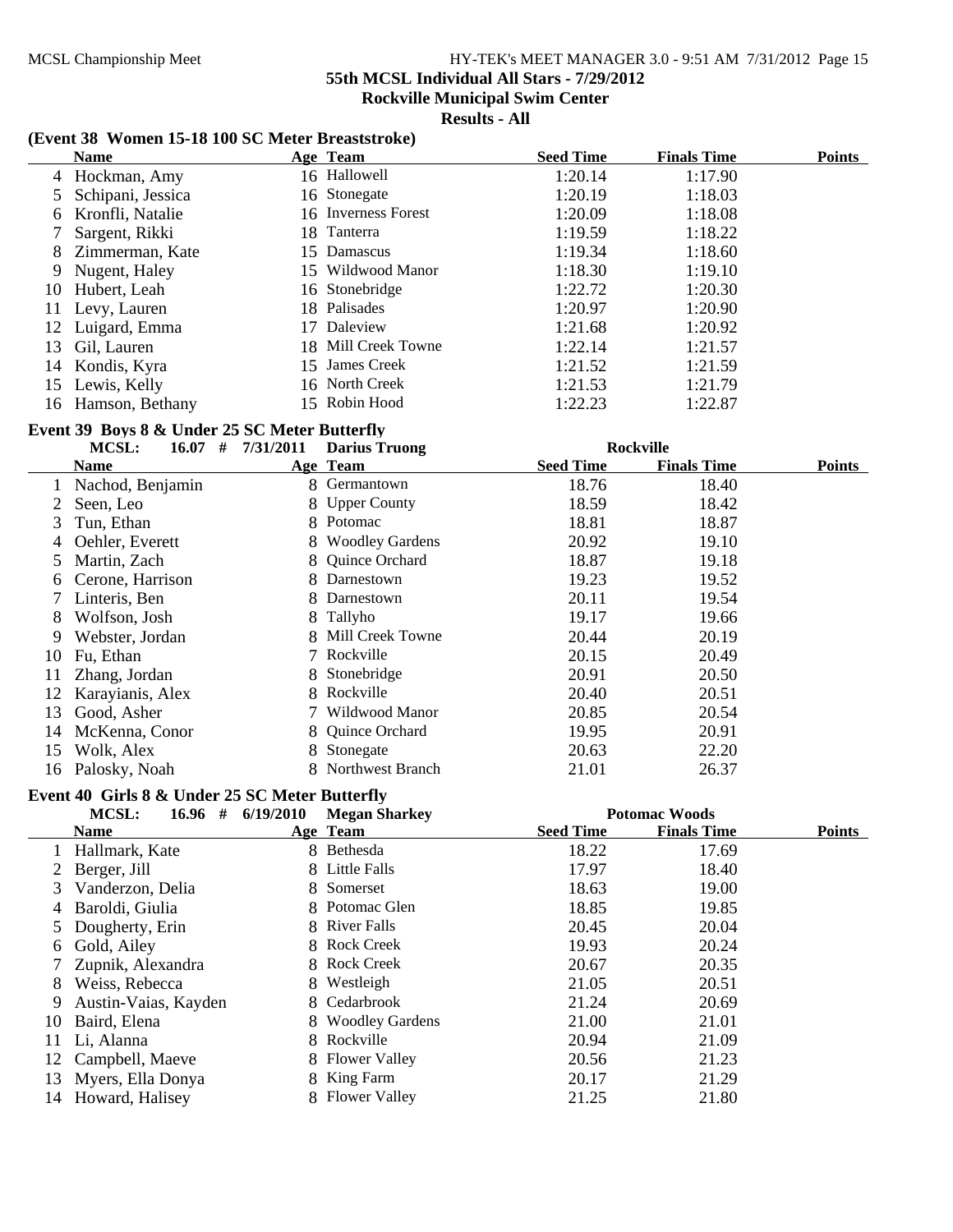**55th MCSL Individual All Stars - 7/29/2012**
**Rockville Municipal Swim Center**
**Results - All**

### (Event 38 Women 15-18 100 SC Meter Breaststroke)

| | Name | Age | Team | Seed Time | Finals Time | Points |
|---|---|---|---|---|---|---|
| 4 | Hockman, Amy | 16 | Hallowell | 1:20.14 | 1:17.90 | |
| 5 | Schipani, Jessica | 16 | Stonegate | 1:20.19 | 1:18.03 | |
| 6 | Kronfli, Natalie | 16 | Inverness Forest | 1:20.09 | 1:18.08 | |
| 7 | Sargent, Rikki | 18 | Tanterra | 1:19.59 | 1:18.22 | |
| 8 | Zimmerman, Kate | 15 | Damascus | 1:19.34 | 1:18.60 | |
| 9 | Nugent, Haley | 15 | Wildwood Manor | 1:18.30 | 1:19.10 | |
| 10 | Hubert, Leah | 16 | Stonebridge | 1:22.72 | 1:20.30 | |
| 11 | Levy, Lauren | 18 | Palisades | 1:20.97 | 1:20.90 | |
| 12 | Luigard, Emma | 17 | Daleview | 1:21.68 | 1:20.92 | |
| 13 | Gil, Lauren | 18 | Mill Creek Towne | 1:22.14 | 1:21.57 | |
| 14 | Kondis, Kyra | 15 | James Creek | 1:21.52 | 1:21.59 | |
| 15 | Lewis, Kelly | 16 | North Creek | 1:21.53 | 1:21.79 | |
| 16 | Hamson, Bethany | 15 | Robin Hood | 1:22.23 | 1:22.87 | |

### Event 39 Boys 8 & Under 25 SC Meter Butterfly

MCSL: 16.07 # 7/31/2011 Darius Truong — Rockville

| | Name | Age | Team | Seed Time | Finals Time | Points |
|---|---|---|---|---|---|---|
| 1 | Nachod, Benjamin | 8 | Germantown | 18.76 | 18.40 | |
| 2 | Seen, Leo | 8 | Upper County | 18.59 | 18.42 | |
| 3 | Tun, Ethan | 8 | Potomac | 18.81 | 18.87 | |
| 4 | Oehler, Everett | 8 | Woodley Gardens | 20.92 | 19.10 | |
| 5 | Martin, Zach | 8 | Quince Orchard | 18.87 | 19.18 | |
| 6 | Cerone, Harrison | 8 | Darnestown | 19.23 | 19.52 | |
| 7 | Linteris, Ben | 8 | Darnestown | 20.11 | 19.54 | |
| 8 | Wolfson, Josh | 8 | Tallyho | 19.17 | 19.66 | |
| 9 | Webster, Jordan | 8 | Mill Creek Towne | 20.44 | 20.19 | |
| 10 | Fu, Ethan | 7 | Rockville | 20.15 | 20.49 | |
| 11 | Zhang, Jordan | 8 | Stonebridge | 20.91 | 20.50 | |
| 12 | Karayianis, Alex | 8 | Rockville | 20.40 | 20.51 | |
| 13 | Good, Asher | 7 | Wildwood Manor | 20.85 | 20.54 | |
| 14 | McKenna, Conor | 8 | Quince Orchard | 19.95 | 20.91 | |
| 15 | Wolk, Alex | 8 | Stonegate | 20.63 | 22.20 | |
| 16 | Palosky, Noah | 8 | Northwest Branch | 21.01 | 26.37 | |

### Event 40 Girls 8 & Under 25 SC Meter Butterfly

MCSL: 16.96 # 6/19/2010 Megan Sharkey — Potomac Woods

| | Name | Age | Team | Seed Time | Finals Time | Points |
|---|---|---|---|---|---|---|
| 1 | Hallmark, Kate | 8 | Bethesda | 18.22 | 17.69 | |
| 2 | Berger, Jill | 8 | Little Falls | 17.97 | 18.40 | |
| 3 | Vanderzon, Delia | 8 | Somerset | 18.63 | 19.00 | |
| 4 | Baroldi, Giulia | 8 | Potomac Glen | 18.85 | 19.85 | |
| 5 | Dougherty, Erin | 8 | River Falls | 20.45 | 20.04 | |
| 6 | Gold, Ailey | 8 | Rock Creek | 19.93 | 20.24 | |
| 7 | Zupnik, Alexandra | 8 | Rock Creek | 20.67 | 20.35 | |
| 8 | Weiss, Rebecca | 8 | Westleigh | 21.05 | 20.51 | |
| 9 | Austin-Vaias, Kayden | 8 | Cedarbrook | 21.24 | 20.69 | |
| 10 | Baird, Elena | 8 | Woodley Gardens | 21.00 | 21.01 | |
| 11 | Li, Alanna | 8 | Rockville | 20.94 | 21.09 | |
| 12 | Campbell, Maeve | 8 | Flower Valley | 20.56 | 21.23 | |
| 13 | Myers, Ella Donya | 8 | King Farm | 20.17 | 21.29 | |
| 14 | Howard, Halisey | 8 | Flower Valley | 21.25 | 21.80 | |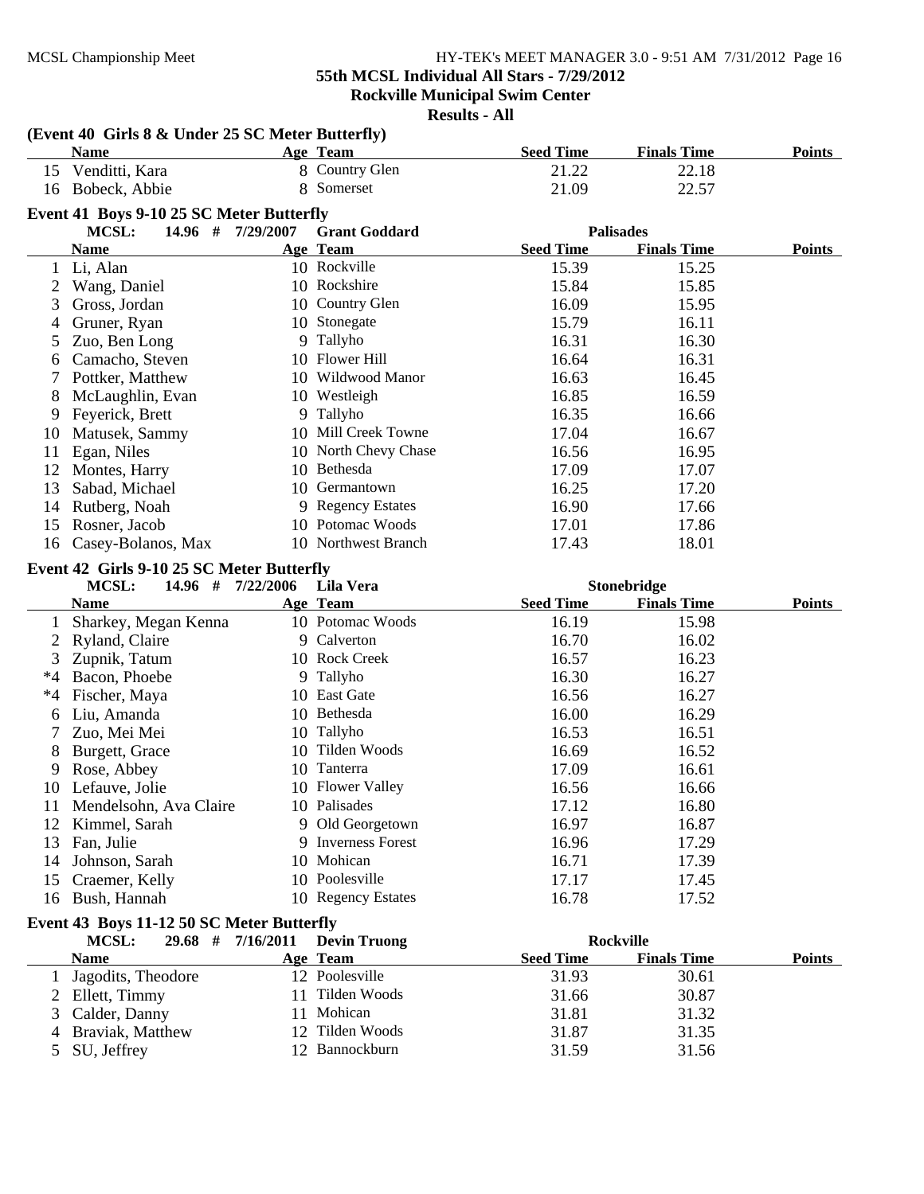55th MCSL Individual All Stars - 7/29/2012
Rockville Municipal Swim Center
Results - All

### (Event 40 Girls 8 & Under 25 SC Meter Butterfly)

| | Name | Age | Team | Seed Time | Finals Time | Points |
|---|---|---|---|---|---|---|
| 15 | Venditti, Kara | 8 | Country Glen | 21.22 | 22.18 | |
| 16 | Bobeck, Abbie | 8 | Somerset | 21.09 | 22.57 | |

### Event 41 Boys 9-10 25 SC Meter Butterfly

MCSL: 14.96 # 7/29/2007 Grant Goddard Palisades

| | Name | Age | Team | Seed Time | Finals Time | Points |
|---|---|---|---|---|---|---|
| 1 | Li, Alan | 10 | Rockville | 15.39 | 15.25 | |
| 2 | Wang, Daniel | 10 | Rockshire | 15.84 | 15.85 | |
| 3 | Gross, Jordan | 10 | Country Glen | 16.09 | 15.95 | |
| 4 | Gruner, Ryan | 10 | Stonegate | 15.79 | 16.11 | |
| 5 | Zuo, Ben Long | 9 | Tallyho | 16.31 | 16.30 | |
| 6 | Camacho, Steven | 10 | Flower Hill | 16.64 | 16.31 | |
| 7 | Pottker, Matthew | 10 | Wildwood Manor | 16.63 | 16.45 | |
| 8 | McLaughlin, Evan | 10 | Westleigh | 16.85 | 16.59 | |
| 9 | Feyerick, Brett | 9 | Tallyho | 16.35 | 16.66 | |
| 10 | Matusek, Sammy | 10 | Mill Creek Towne | 17.04 | 16.67 | |
| 11 | Egan, Niles | 10 | North Chevy Chase | 16.56 | 16.95 | |
| 12 | Montes, Harry | 10 | Bethesda | 17.09 | 17.07 | |
| 13 | Sabad, Michael | 10 | Germantown | 16.25 | 17.20 | |
| 14 | Rutberg, Noah | 9 | Regency Estates | 16.90 | 17.66 | |
| 15 | Rosner, Jacob | 10 | Potomac Woods | 17.01 | 17.86 | |
| 16 | Casey-Bolanos, Max | 10 | Northwest Branch | 17.43 | 18.01 | |

### Event 42 Girls 9-10 25 SC Meter Butterfly

MCSL: 14.96 # 7/22/2006 Lila Vera Stonebridge

| | Name | Age | Team | Seed Time | Finals Time | Points |
|---|---|---|---|---|---|---|
| 1 | Sharkey, Megan Kenna | 10 | Potomac Woods | 16.19 | 15.98 | |
| 2 | Ryland, Claire | 9 | Calverton | 16.70 | 16.02 | |
| 3 | Zupnik, Tatum | 10 | Rock Creek | 16.57 | 16.23 | |
| *4 | Bacon, Phoebe | 9 | Tallyho | 16.30 | 16.27 | |
| *4 | Fischer, Maya | 10 | East Gate | 16.56 | 16.27 | |
| 6 | Liu, Amanda | 10 | Bethesda | 16.00 | 16.29 | |
| 7 | Zuo, Mei Mei | 10 | Tallyho | 16.53 | 16.51 | |
| 8 | Burgett, Grace | 10 | Tilden Woods | 16.69 | 16.52 | |
| 9 | Rose, Abbey | 10 | Tanterra | 17.09 | 16.61 | |
| 10 | Lefauve, Jolie | 10 | Flower Valley | 16.56 | 16.66 | |
| 11 | Mendelsohn, Ava Claire | 10 | Palisades | 17.12 | 16.80 | |
| 12 | Kimmel, Sarah | 9 | Old Georgetown | 16.97 | 16.87 | |
| 13 | Fan, Julie | 9 | Inverness Forest | 16.96 | 17.29 | |
| 14 | Johnson, Sarah | 10 | Mohican | 16.71 | 17.39 | |
| 15 | Craemer, Kelly | 10 | Poolesville | 17.17 | 17.45 | |
| 16 | Bush, Hannah | 10 | Regency Estates | 16.78 | 17.52 | |

### Event 43 Boys 11-12 50 SC Meter Butterfly

MCSL: 29.68 # 7/16/2011 Devin Truong Rockville

| | Name | Age | Team | Seed Time | Finals Time | Points |
|---|---|---|---|---|---|---|
| 1 | Jagodits, Theodore | 12 | Poolesville | 31.93 | 30.61 | |
| 2 | Ellett, Timmy | 11 | Tilden Woods | 31.66 | 30.87 | |
| 3 | Calder, Danny | 11 | Mohican | 31.81 | 31.32 | |
| 4 | Braviak, Matthew | 12 | Tilden Woods | 31.87 | 31.35 | |
| 5 | SU, Jeffrey | 12 | Bannockburn | 31.59 | 31.56 | |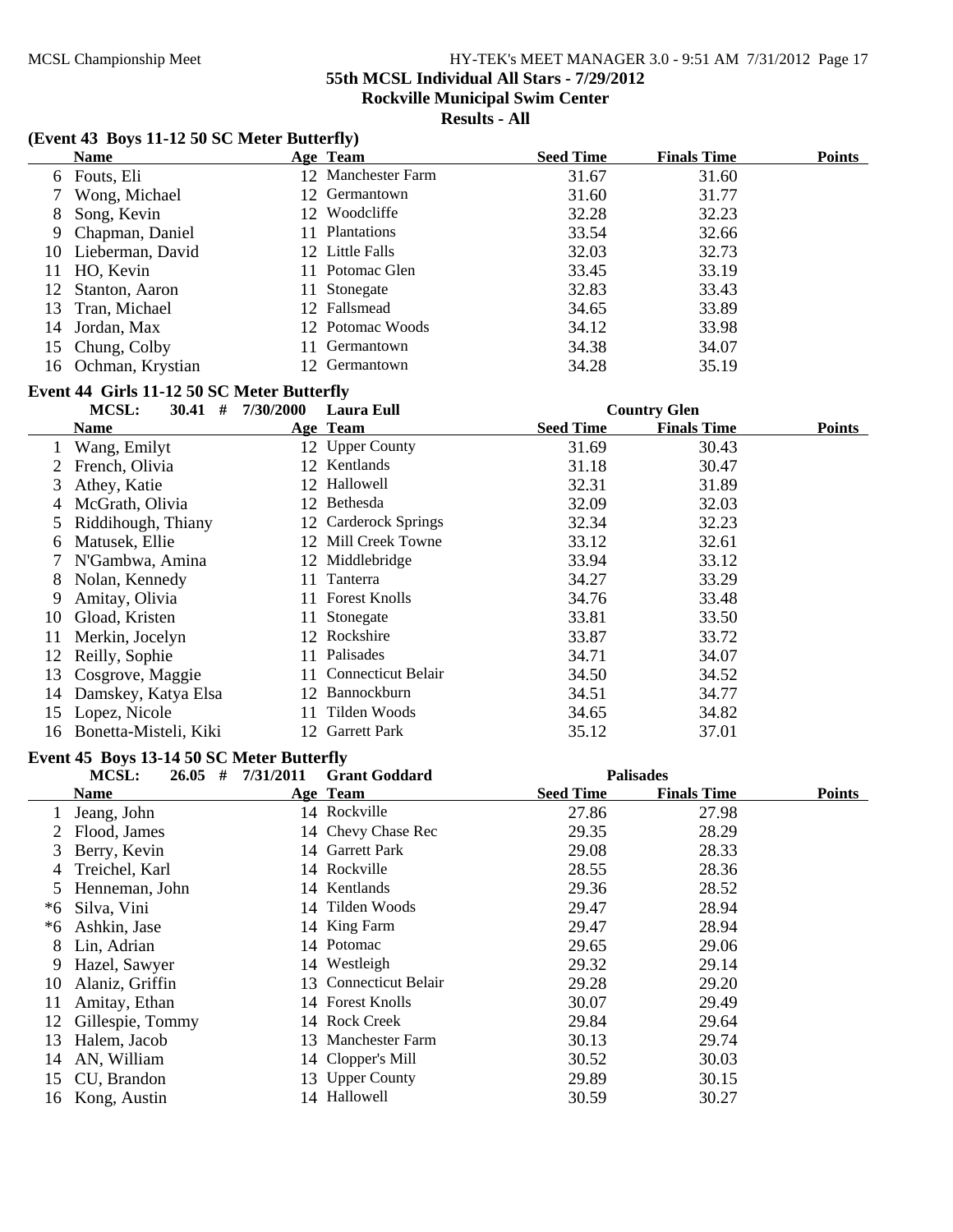# 55th MCSL Individual All Stars - 7/29/2012

## Rockville Municipal Swim Center

### Results - All

### (Event 43 Boys 11-12 50 SC Meter Butterfly)

| | Name | Age | Team | Seed Time | Finals Time | Points |
|---|---|---|---|---|---|---|
| 6 | Fouts, Eli | 12 | Manchester Farm | 31.67 | 31.60 | |
| 7 | Wong, Michael | 12 | Germantown | 31.60 | 31.77 | |
| 8 | Song, Kevin | 12 | Woodcliffe | 32.28 | 32.23 | |
| 9 | Chapman, Daniel | 11 | Plantations | 33.54 | 32.66 | |
| 10 | Lieberman, David | 12 | Little Falls | 32.03 | 32.73 | |
| 11 | HO, Kevin | 11 | Potomac Glen | 33.45 | 33.19 | |
| 12 | Stanton, Aaron | 11 | Stonegate | 32.83 | 33.43 | |
| 13 | Tran, Michael | 12 | Fallsmead | 34.65 | 33.89 | |
| 14 | Jordan, Max | 12 | Potomac Woods | 34.12 | 33.98 | |
| 15 | Chung, Colby | 11 | Germantown | 34.38 | 34.07 | |
| 16 | Ochman, Krystian | 12 | Germantown | 34.28 | 35.19 | |

### Event 44 Girls 11-12 50 SC Meter Butterfly

MCSL: 30.41 # 7/30/2000 Laura Eull Country Glen

| | Name | Age | Team | Seed Time | Finals Time | Points |
|---|---|---|---|---|---|---|
| 1 | Wang, Emilyt | 12 | Upper County | 31.69 | 30.43 | |
| 2 | French, Olivia | 12 | Kentlands | 31.18 | 30.47 | |
| 3 | Athey, Katie | 12 | Hallowell | 32.31 | 31.89 | |
| 4 | McGrath, Olivia | 12 | Bethesda | 32.09 | 32.03 | |
| 5 | Riddihough, Thiany | 12 | Carderock Springs | 32.34 | 32.23 | |
| 6 | Matusek, Ellie | 12 | Mill Creek Towne | 33.12 | 32.61 | |
| 7 | N'Gambwa, Amina | 12 | Middlebridge | 33.94 | 33.12 | |
| 8 | Nolan, Kennedy | 11 | Tanterra | 34.27 | 33.29 | |
| 9 | Amitay, Olivia | 11 | Forest Knolls | 34.76 | 33.48 | |
| 10 | Gload, Kristen | 11 | Stonegate | 33.81 | 33.50 | |
| 11 | Merkin, Jocelyn | 12 | Rockshire | 33.87 | 33.72 | |
| 12 | Reilly, Sophie | 11 | Palisades | 34.71 | 34.07 | |
| 13 | Cosgrove, Maggie | 11 | Connecticut Belair | 34.50 | 34.52 | |
| 14 | Damskey, Katya Elsa | 12 | Bannockburn | 34.51 | 34.77 | |
| 15 | Lopez, Nicole | 11 | Tilden Woods | 34.65 | 34.82 | |
| 16 | Bonetta-Misteli, Kiki | 12 | Garrett Park | 35.12 | 37.01 | |

### Event 45 Boys 13-14 50 SC Meter Butterfly

MCSL: 26.05 # 7/31/2011 Grant Goddard Palisades

| | Name | Age | Team | Seed Time | Finals Time | Points |
|---|---|---|---|---|---|---|
| 1 | Jeang, John | 14 | Rockville | 27.86 | 27.98 | |
| 2 | Flood, James | 14 | Chevy Chase Rec | 29.35 | 28.29 | |
| 3 | Berry, Kevin | 14 | Garrett Park | 29.08 | 28.33 | |
| 4 | Treichel, Karl | 14 | Rockville | 28.55 | 28.36 | |
| 5 | Henneman, John | 14 | Kentlands | 29.36 | 28.52 | |
| *6 | Silva, Vini | 14 | Tilden Woods | 29.47 | 28.94 | |
| *6 | Ashkin, Jase | 14 | King Farm | 29.47 | 28.94 | |
| 8 | Lin, Adrian | 14 | Potomac | 29.65 | 29.06 | |
| 9 | Hazel, Sawyer | 14 | Westleigh | 29.32 | 29.14 | |
| 10 | Alaniz, Griffin | 13 | Connecticut Belair | 29.28 | 29.20 | |
| 11 | Amitay, Ethan | 14 | Forest Knolls | 30.07 | 29.49 | |
| 12 | Gillespie, Tommy | 14 | Rock Creek | 29.84 | 29.64 | |
| 13 | Halem, Jacob | 13 | Manchester Farm | 30.13 | 29.74 | |
| 14 | AN, William | 14 | Clopper's Mill | 30.52 | 30.03 | |
| 15 | CU, Brandon | 13 | Upper County | 29.89 | 30.15 | |
| 16 | Kong, Austin | 14 | Hallowell | 30.59 | 30.27 | |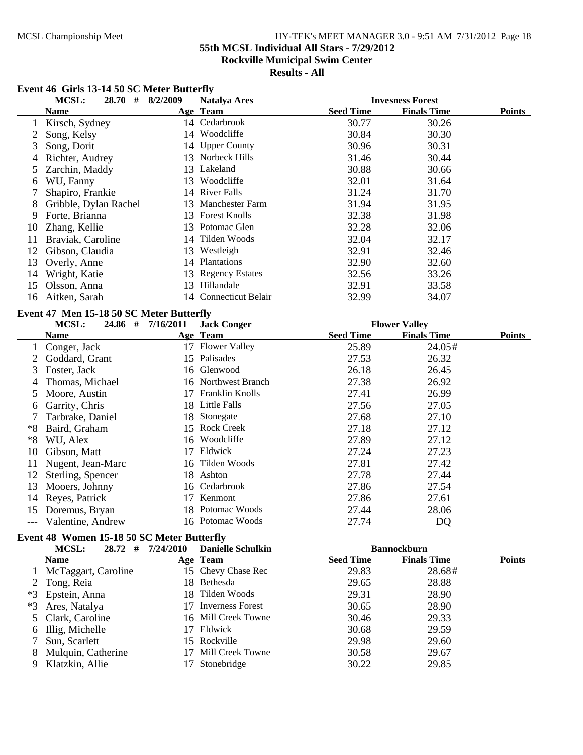## 55th MCSL Individual All Stars - 7/29/2012

**Rockville Municipal Swim Center**

**Results - All**

### Event 46 Girls 13-14 50 SC Meter Butterfly

MCSL: 28.70 # 8/2/2009 Natalya Ares Invesness Forest

| | Name | Age | Team | Seed Time | Finals Time | Points |
|---|---|---|---|---|---|---|
| 1 | Kirsch, Sydney | 14 | Cedarbrook | 30.77 | 30.26 | |
| 2 | Song, Kelsy | 14 | Woodcliffe | 30.84 | 30.30 | |
| 3 | Song, Dorit | 14 | Upper County | 30.96 | 30.31 | |
| 4 | Richter, Audrey | 13 | Norbeck Hills | 31.46 | 30.44 | |
| 5 | Zarchin, Maddy | 13 | Lakeland | 30.88 | 30.66 | |
| 6 | WU, Fanny | 13 | Woodcliffe | 32.01 | 31.64 | |
| 7 | Shapiro, Frankie | 14 | River Falls | 31.24 | 31.70 | |
| 8 | Gribble, Dylan Rachel | 13 | Manchester Farm | 31.94 | 31.95 | |
| 9 | Forte, Brianna | 13 | Forest Knolls | 32.38 | 31.98 | |
| 10 | Zhang, Kellie | 13 | Potomac Glen | 32.28 | 32.06 | |
| 11 | Braviak, Caroline | 14 | Tilden Woods | 32.04 | 32.17 | |
| 12 | Gibson, Claudia | 13 | Westleigh | 32.91 | 32.46 | |
| 13 | Overly, Anne | 14 | Plantations | 32.90 | 32.60 | |
| 14 | Wright, Katie | 13 | Regency Estates | 32.56 | 33.26 | |
| 15 | Olsson, Anna | 13 | Hillandale | 32.91 | 33.58 | |
| 16 | Aitken, Sarah | 14 | Connecticut Belair | 32.99 | 34.07 | |

### Event 47 Men 15-18 50 SC Meter Butterfly

MCSL: 24.86 # 7/16/2011 Jack Conger Flower Valley

| | Name | Age | Team | Seed Time | Finals Time | Points |
|---|---|---|---|---|---|---|
| 1 | Conger, Jack | 17 | Flower Valley | 25.89 | 24.05# | |
| 2 | Goddard, Grant | 15 | Palisades | 27.53 | 26.32 | |
| 3 | Foster, Jack | 16 | Glenwood | 26.18 | 26.45 | |
| 4 | Thomas, Michael | 16 | Northwest Branch | 27.38 | 26.92 | |
| 5 | Moore, Austin | 17 | Franklin Knolls | 27.41 | 26.99 | |
| 6 | Garrity, Chris | 18 | Little Falls | 27.56 | 27.05 | |
| 7 | Tarbrake, Daniel | 18 | Stonegate | 27.68 | 27.10 | |
| *8 | Baird, Graham | 15 | Rock Creek | 27.18 | 27.12 | |
| *8 | WU, Alex | 16 | Woodcliffe | 27.89 | 27.12 | |
| 10 | Gibson, Matt | 17 | Eldwick | 27.24 | 27.23 | |
| 11 | Nugent, Jean-Marc | 16 | Tilden Woods | 27.81 | 27.42 | |
| 12 | Sterling, Spencer | 18 | Ashton | 27.78 | 27.44 | |
| 13 | Mooers, Johnny | 16 | Cedarbrook | 27.86 | 27.54 | |
| 14 | Reyes, Patrick | 17 | Kenmont | 27.86 | 27.61 | |
| 15 | Doremus, Bryan | 18 | Potomac Woods | 27.44 | 28.06 | |
| --- | Valentine, Andrew | 16 | Potomac Woods | 27.74 | DQ | |

### Event 48 Women 15-18 50 SC Meter Butterfly

MCSL: 28.72 # 7/24/2010 Danielle Schulkin Bannockburn

| | Name | Age | Team | Seed Time | Finals Time | Points |
|---|---|---|---|---|---|---|
| 1 | McTaggart, Caroline | 15 | Chevy Chase Rec | 29.83 | 28.68# | |
| 2 | Tong, Reia | 18 | Bethesda | 29.65 | 28.88 | |
| *3 | Epstein, Anna | 18 | Tilden Woods | 29.31 | 28.90 | |
| *3 | Ares, Natalya | 17 | Inverness Forest | 30.65 | 28.90 | |
| 5 | Clark, Caroline | 16 | Mill Creek Towne | 30.46 | 29.33 | |
| 6 | Illig, Michelle | 17 | Eldwick | 30.68 | 29.59 | |
| 7 | Sun, Scarlett | 15 | Rockville | 29.98 | 29.60 | |
| 8 | Mulquin, Catherine | 17 | Mill Creek Towne | 30.58 | 29.67 | |
| 9 | Klatzkin, Allie | 17 | Stonebridge | 30.22 | 29.85 | |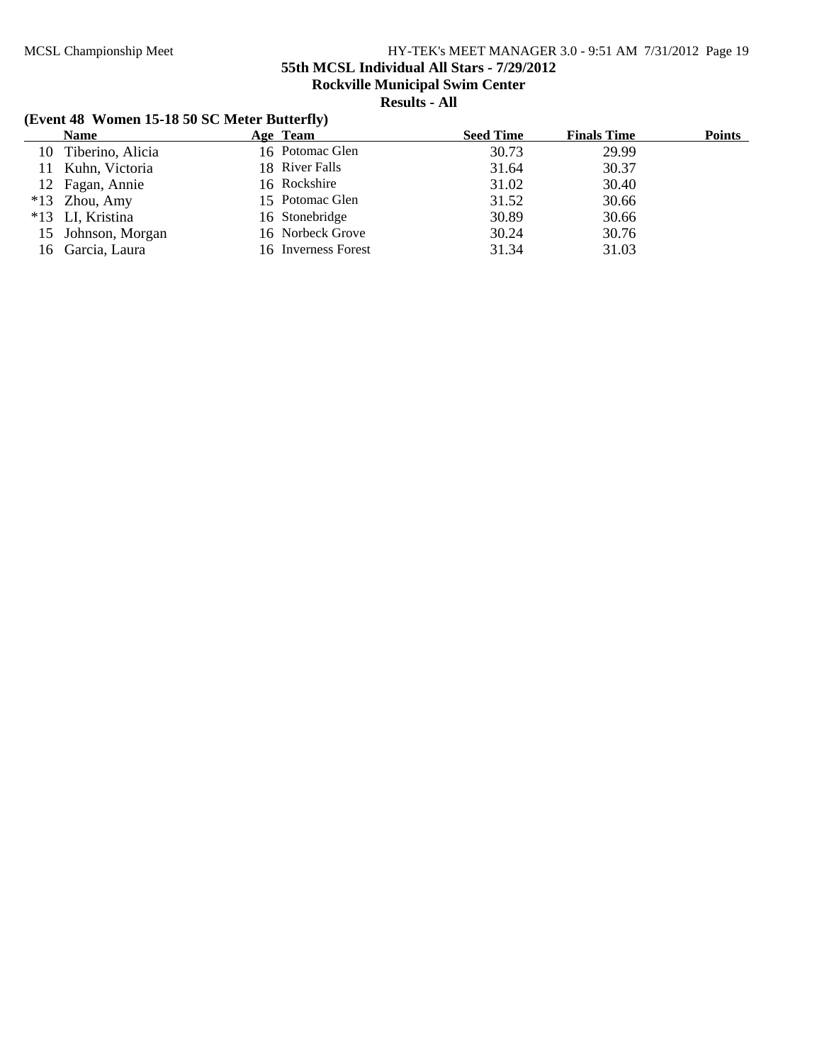### 55th MCSL Individual All Stars - 7/29/2012

### Rockville Municipal Swim Center

### Results - All

**(Event 48 Women 15-18 50 SC Meter Butterfly)**

| | Name | Age | Team | Seed Time | Finals Time | Points |
|---|---|---|---|---|---|---|
| 10 | Tiberino, Alicia | 16 | Potomac Glen | 30.73 | 29.99 | |
| 11 | Kuhn, Victoria | 18 | River Falls | 31.64 | 30.37 | |
| 12 | Fagan, Annie | 16 | Rockshire | 31.02 | 30.40 | |
| *13 | Zhou, Amy | 15 | Potomac Glen | 31.52 | 30.66 | |
| *13 | LI, Kristina | 16 | Stonebridge | 30.89 | 30.66 | |
| 15 | Johnson, Morgan | 16 | Norbeck Grove | 30.24 | 30.76 | |
| 16 | Garcia, Laura | 16 | Inverness Forest | 31.34 | 31.03 | |